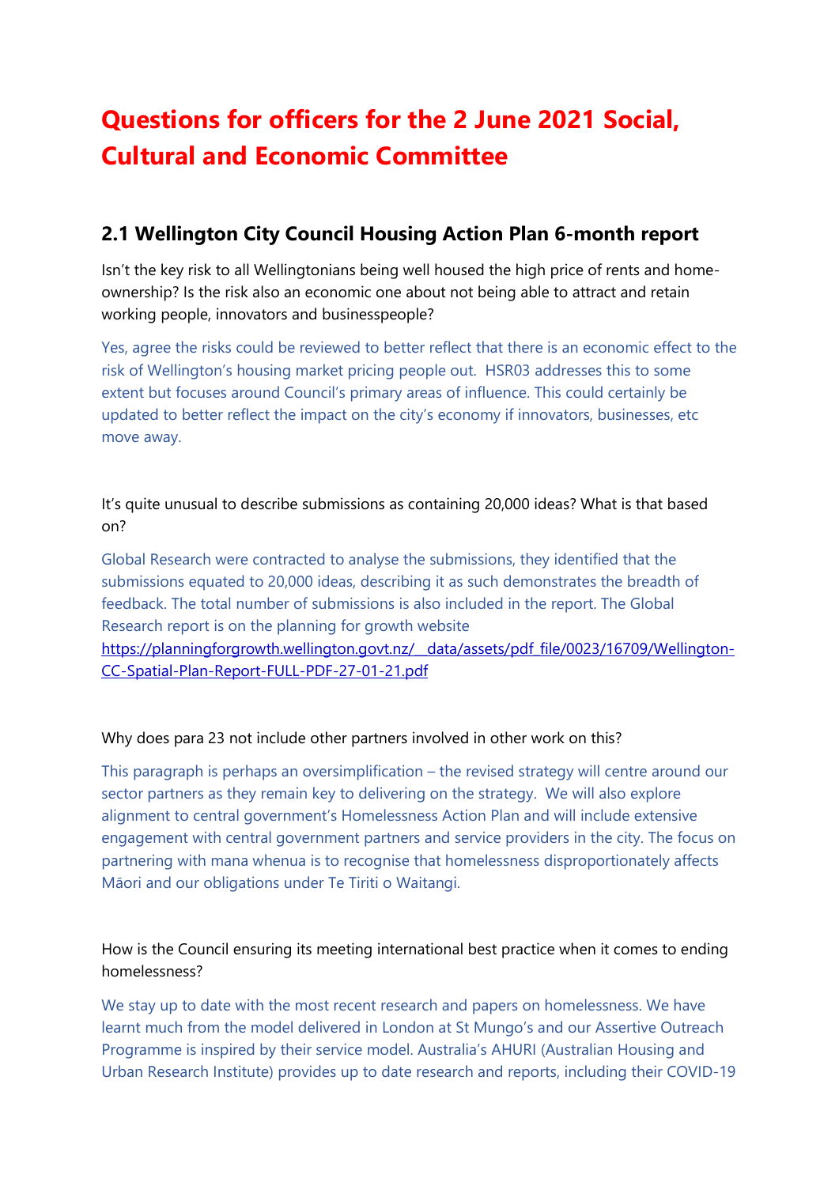# Questions for officers for the 2 June 2021 Social, Cultural and Economic Committee

## 2.1 Wellington City Council Housing Action Plan 6-month report

Isn't the key risk to all Wellingtonians being well housed the high price of rents and home-ownership? Is the risk also an economic one about not being able to attract and retain working people, innovators and businesspeople?

Yes, agree the risks could be reviewed to better reflect that there is an economic effect to the risk of Wellington's housing market pricing people out. HSR03 addresses this to some extent but focuses around Council's primary areas of influence. This could certainly be updated to better reflect the impact on the city's economy if innovators, businesses, etc move away.

It's quite unusual to describe submissions as containing 20,000 ideas? What is that based on?

Global Research were contracted to analyse the submissions, they identified that the submissions equated to 20,000 ideas, describing it as such demonstrates the breadth of feedback. The total number of submissions is also included in the report. The Global Research report is on the planning for growth website [https://planningforgrowth.wellington.govt.nz/__data/assets/pdf_file/0023/16709/Wellington-CC-Spatial-Plan-Report-FULL-PDF-27-01-21.pdf](https://planningforgrowth.wellington.govt.nz/__data/assets/pdf_file/0023/16709/Wellington-CC-Spatial-Plan-Report-FULL-PDF-27-01-21.pdf)

Why does para 23 not include other partners involved in other work on this?

This paragraph is perhaps an oversimplification – the revised strategy will centre around our sector partners as they remain key to delivering on the strategy. We will also explore alignment to central government's Homelessness Action Plan and will include extensive engagement with central government partners and service providers in the city. The focus on partnering with mana whenua is to recognise that homelessness disproportionately affects Māori and our obligations under Te Tiriti o Waitangi.

How is the Council ensuring its meeting international best practice when it comes to ending homelessness?

We stay up to date with the most recent research and papers on homelessness. We have learnt much from the model delivered in London at St Mungo's and our Assertive Outreach Programme is inspired by their service model. Australia's AHURI (Australian Housing and Urban Research Institute) provides up to date research and reports, including their COVID-19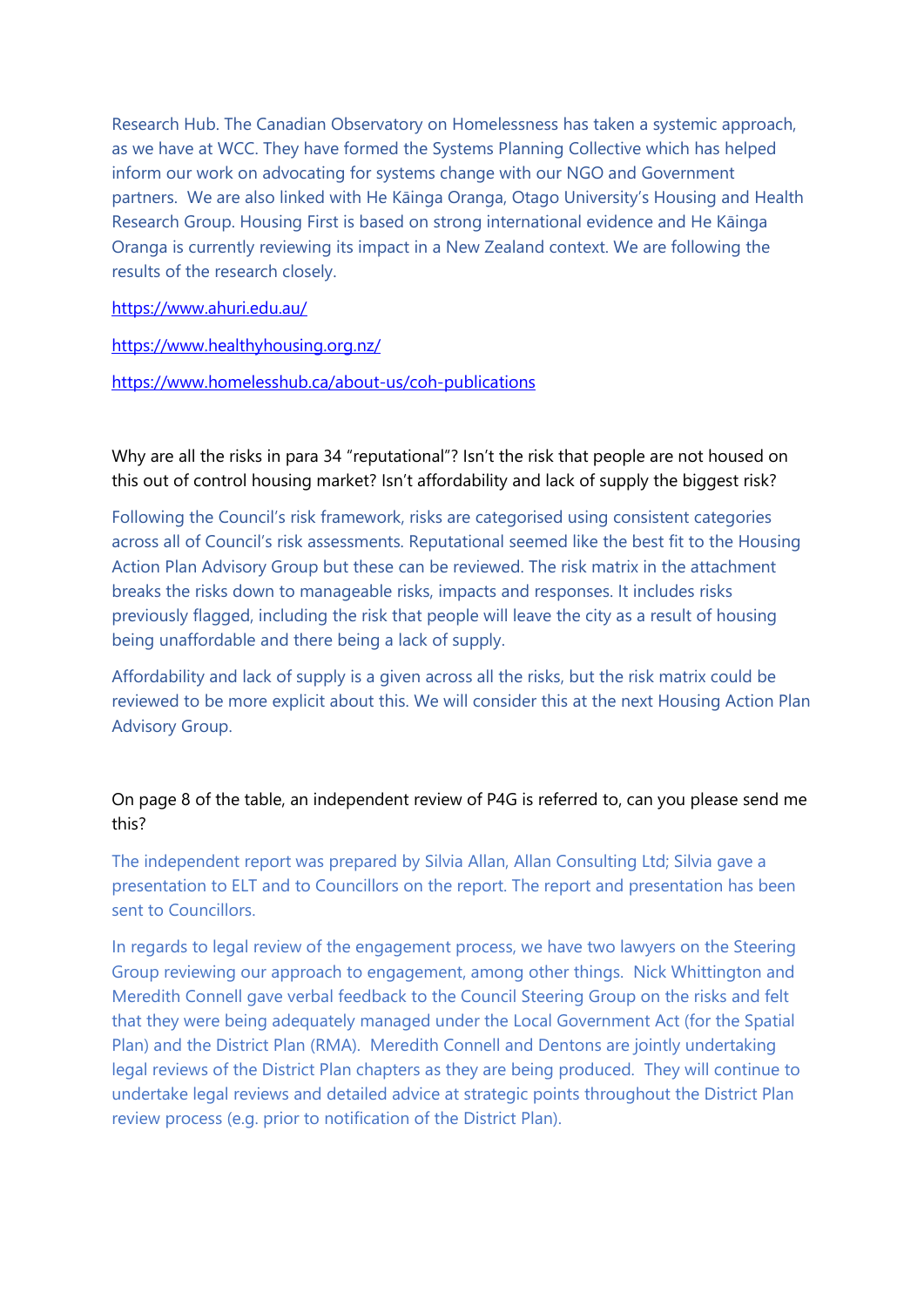Research Hub. The Canadian Observatory on Homelessness has taken a systemic approach, as we have at WCC. They have formed the Systems Planning Collective which has helped inform our work on advocating for systems change with our NGO and Government partners. We are also linked with He Kāinga Oranga, Otago University's Housing and Health Research Group. Housing First is based on strong international evidence and He Kāinga Oranga is currently reviewing its impact in a New Zealand context. We are following the results of the research closely.

https://www.ahuri.edu.au/

https://www.healthyhousing.org.nz/

https://www.homelesshub.ca/about-us/coh-publications

Why are all the risks in para 34 "reputational"? Isn't the risk that people are not housed on this out of control housing market? Isn't affordability and lack of supply the biggest risk?

Following the Council's risk framework, risks are categorised using consistent categories across all of Council's risk assessments. Reputational seemed like the best fit to the Housing Action Plan Advisory Group but these can be reviewed. The risk matrix in the attachment breaks the risks down to manageable risks, impacts and responses. It includes risks previously flagged, including the risk that people will leave the city as a result of housing being unaffordable and there being a lack of supply.

Affordability and lack of supply is a given across all the risks, but the risk matrix could be reviewed to be more explicit about this. We will consider this at the next Housing Action Plan Advisory Group.

On page 8 of the table, an independent review of P4G is referred to, can you please send me this?

The independent report was prepared by Silvia Allan, Allan Consulting Ltd; Silvia gave a presentation to ELT and to Councillors on the report. The report and presentation has been sent to Councillors.

In regards to legal review of the engagement process, we have two lawyers on the Steering Group reviewing our approach to engagement, among other things. Nick Whittington and Meredith Connell gave verbal feedback to the Council Steering Group on the risks and felt that they were being adequately managed under the Local Government Act (for the Spatial Plan) and the District Plan (RMA). Meredith Connell and Dentons are jointly undertaking legal reviews of the District Plan chapters as they are being produced. They will continue to undertake legal reviews and detailed advice at strategic points throughout the District Plan review process (e.g. prior to notification of the District Plan).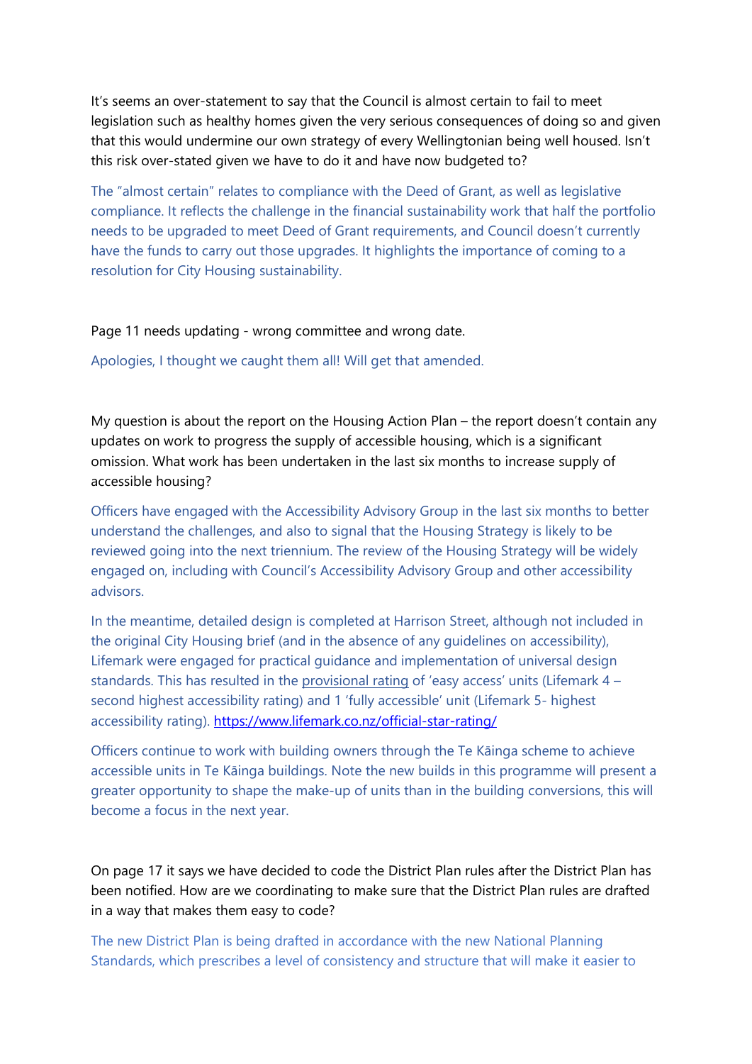It's seems an over-statement to say that the Council is almost certain to fail to meet legislation such as healthy homes given the very serious consequences of doing so and given that this would undermine our own strategy of every Wellingtonian being well housed. Isn't this risk over-stated given we have to do it and have now budgeted to?

The "almost certain" relates to compliance with the Deed of Grant, as well as legislative compliance. It reflects the challenge in the financial sustainability work that half the portfolio needs to be upgraded to meet Deed of Grant requirements, and Council doesn't currently have the funds to carry out those upgrades. It highlights the importance of coming to a resolution for City Housing sustainability.

Page 11 needs updating - wrong committee and wrong date.

Apologies, I thought we caught them all! Will get that amended.

My question is about the report on the Housing Action Plan – the report doesn't contain any updates on work to progress the supply of accessible housing, which is a significant omission. What work has been undertaken in the last six months to increase supply of accessible housing?

Officers have engaged with the Accessibility Advisory Group in the last six months to better understand the challenges, and also to signal that the Housing Strategy is likely to be reviewed going into the next triennium. The review of the Housing Strategy will be widely engaged on, including with Council's Accessibility Advisory Group and other accessibility advisors.

In the meantime, detailed design is completed at Harrison Street, although not included in the original City Housing brief (and in the absence of any guidelines on accessibility), Lifemark were engaged for practical guidance and implementation of universal design standards. This has resulted in the provisional rating of 'easy access' units (Lifemark 4 – second highest accessibility rating) and 1 'fully accessible' unit (Lifemark 5- highest accessibility rating). https://www.lifemark.co.nz/official-star-rating/

Officers continue to work with building owners through the Te Kāinga scheme to achieve accessible units in Te Kāinga buildings. Note the new builds in this programme will present a greater opportunity to shape the make-up of units than in the building conversions, this will become a focus in the next year.

On page 17 it says we have decided to code the District Plan rules after the District Plan has been notified. How are we coordinating to make sure that the District Plan rules are drafted in a way that makes them easy to code?

The new District Plan is being drafted in accordance with the new National Planning Standards, which prescribes a level of consistency and structure that will make it easier to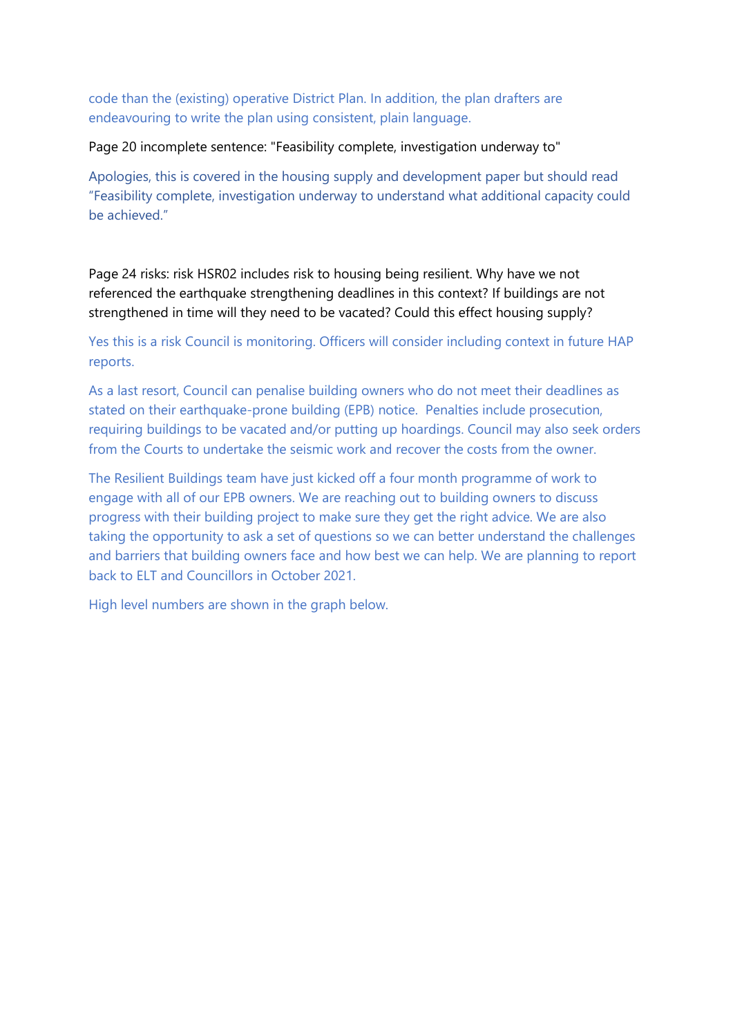code than the (existing) operative District Plan. In addition, the plan drafters are endeavouring to write the plan using consistent, plain language.

Page 20 incomplete sentence: "Feasibility complete, investigation underway to"

Apologies, this is covered in the housing supply and development paper but should read "Feasibility complete, investigation underway to understand what additional capacity could be achieved."

Page 24 risks: risk HSR02 includes risk to housing being resilient. Why have we not referenced the earthquake strengthening deadlines in this context? If buildings are not strengthened in time will they need to be vacated? Could this effect housing supply?

Yes this is a risk Council is monitoring. Officers will consider including context in future HAP reports.

As a last resort, Council can penalise building owners who do not meet their deadlines as stated on their earthquake-prone building (EPB) notice. Penalties include prosecution, requiring buildings to be vacated and/or putting up hoardings. Council may also seek orders from the Courts to undertake the seismic work and recover the costs from the owner.

The Resilient Buildings team have just kicked off a four month programme of work to engage with all of our EPB owners. We are reaching out to building owners to discuss progress with their building project to make sure they get the right advice. We are also taking the opportunity to ask a set of questions so we can better understand the challenges and barriers that building owners face and how best we can help. We are planning to report back to ELT and Councillors in October 2021.

High level numbers are shown in the graph below.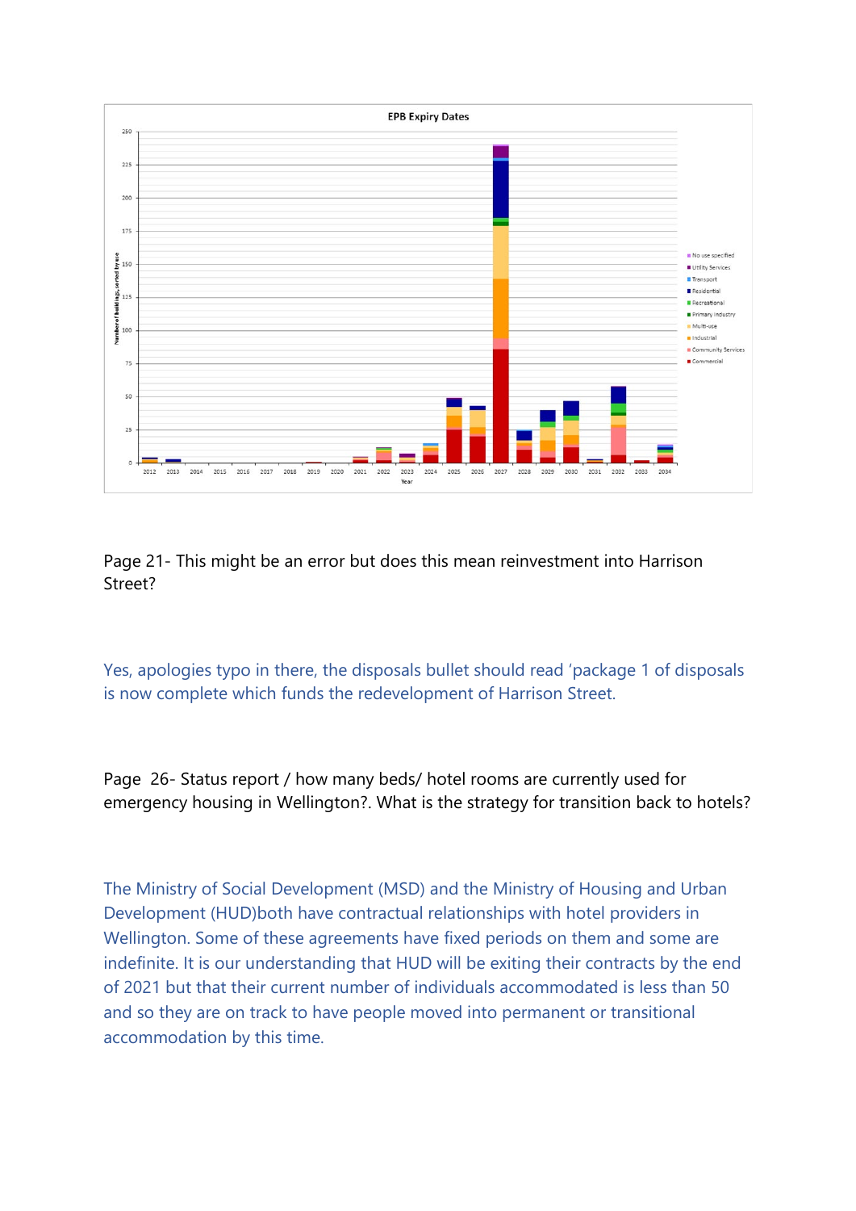**EPB Expiry Dates**

Page 21- This might be an error but does this mean reinvestment into Harrison Street?

Yes, apologies typo in there, the disposals bullet should read 'package 1 of disposals is now complete which funds the redevelopment of Harrison Street.

Page 26- Status report / how many beds/ hotel rooms are currently used for emergency housing in Wellington?. What is the strategy for transition back to hotels?

The Ministry of Social Development (MSD) and the Ministry of Housing and Urban Development (HUD)both have contractual relationships with hotel providers in Wellington. Some of these agreements have fixed periods on them and some are indefinite. It is our understanding that HUD will be exiting their contracts by the end of 2021 but that their current number of individuals accommodated is less than 50 and so they are on track to have people moved into permanent or transitional accommodation by this time.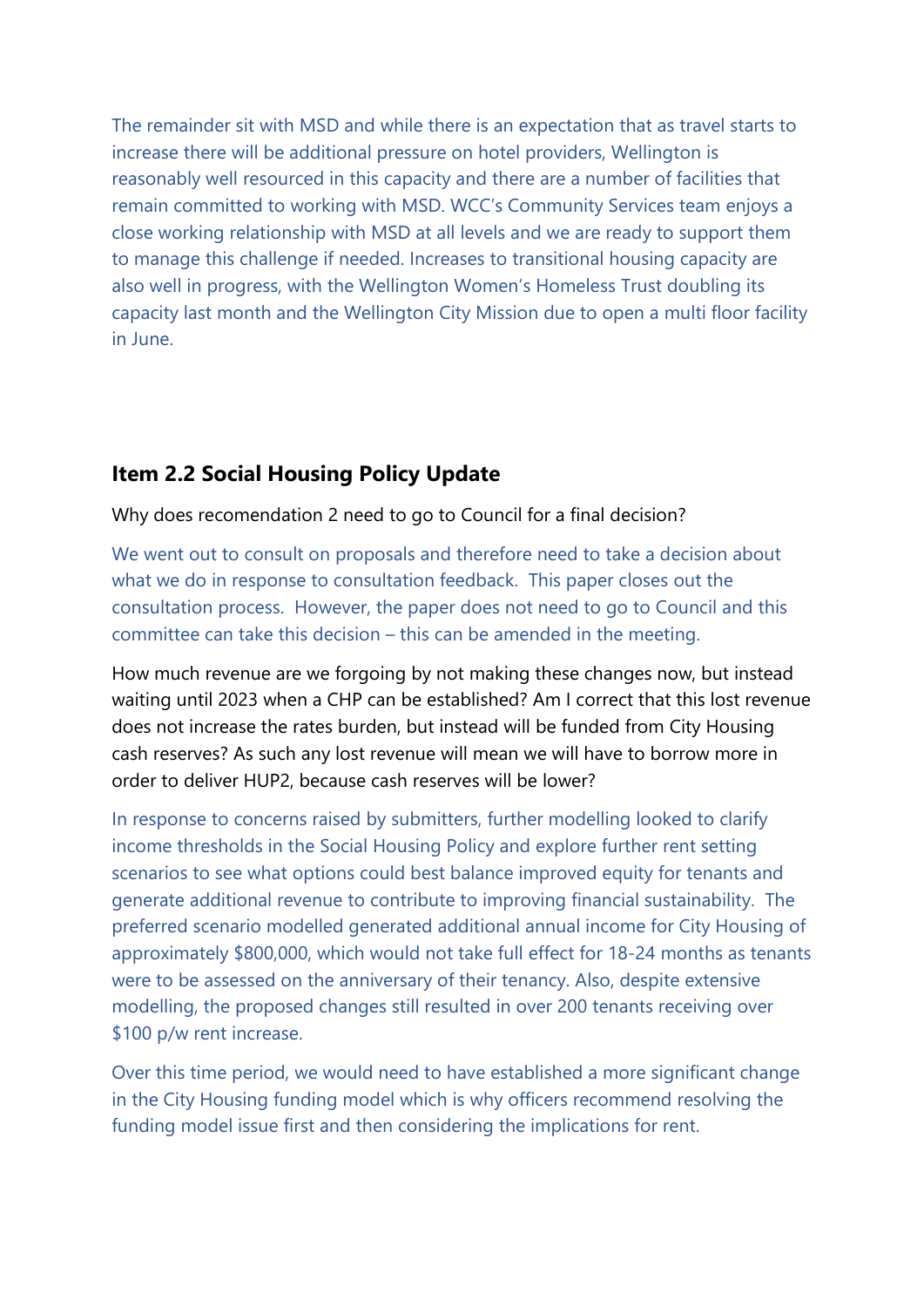The remainder sit with MSD and while there is an expectation that as travel starts to increase there will be additional pressure on hotel providers, Wellington is reasonably well resourced in this capacity and there are a number of facilities that remain committed to working with MSD. WCC's Community Services team enjoys a close working relationship with MSD at all levels and we are ready to support them to manage this challenge if needed. Increases to transitional housing capacity are also well in progress, with the Wellington Women's Homeless Trust doubling its capacity last month and the Wellington City Mission due to open a multi floor facility in June.

## Item 2.2 Social Housing Policy Update

Why does recomendation 2 need to go to Council for a final decision?

We went out to consult on proposals and therefore need to take a decision about what we do in response to consultation feedback. This paper closes out the consultation process. However, the paper does not need to go to Council and this committee can take this decision – this can be amended in the meeting.

How much revenue are we forgoing by not making these changes now, but instead waiting until 2023 when a CHP can be established? Am I correct that this lost revenue does not increase the rates burden, but instead will be funded from City Housing cash reserves? As such any lost revenue will mean we will have to borrow more in order to deliver HUP2, because cash reserves will be lower?

In response to concerns raised by submitters, further modelling looked to clarify income thresholds in the Social Housing Policy and explore further rent setting scenarios to see what options could best balance improved equity for tenants and generate additional revenue to contribute to improving financial sustainability. The preferred scenario modelled generated additional annual income for City Housing of approximately $800,000, which would not take full effect for 18-24 months as tenants were to be assessed on the anniversary of their tenancy. Also, despite extensive modelling, the proposed changes still resulted in over 200 tenants receiving over $100 p/w rent increase.

Over this time period, we would need to have established a more significant change in the City Housing funding model which is why officers recommend resolving the funding model issue first and then considering the implications for rent.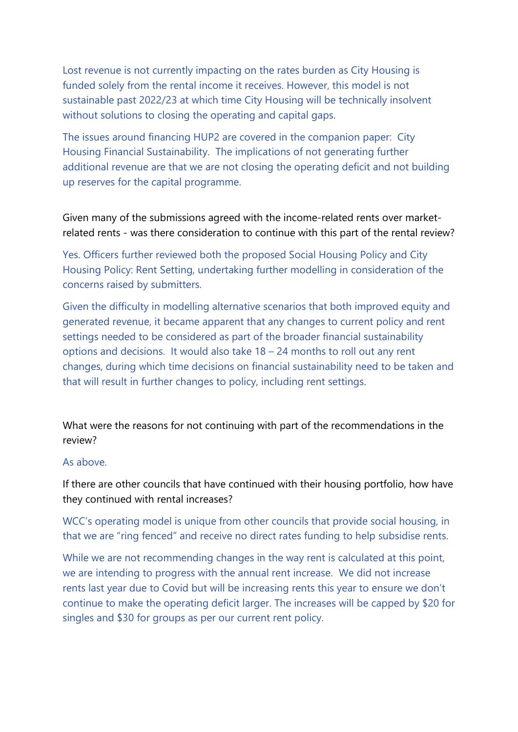Lost revenue is not currently impacting on the rates burden as City Housing is funded solely from the rental income it receives. However, this model is not sustainable past 2022/23 at which time City Housing will be technically insolvent without solutions to closing the operating and capital gaps.

The issues around financing HUP2 are covered in the companion paper: City Housing Financial Sustainability. The implications of not generating further additional revenue are that we are not closing the operating deficit and not building up reserves for the capital programme.

Given many of the submissions agreed with the income-related rents over market-related rents - was there consideration to continue with this part of the rental review?

Yes. Officers further reviewed both the proposed Social Housing Policy and City Housing Policy: Rent Setting, undertaking further modelling in consideration of the concerns raised by submitters.

Given the difficulty in modelling alternative scenarios that both improved equity and generated revenue, it became apparent that any changes to current policy and rent settings needed to be considered as part of the broader financial sustainability options and decisions. It would also take 18 – 24 months to roll out any rent changes, during which time decisions on financial sustainability need to be taken and that will result in further changes to policy, including rent settings.

What were the reasons for not continuing with part of the recommendations in the review?

As above.

If there are other councils that have continued with their housing portfolio, how have they continued with rental increases?

WCC's operating model is unique from other councils that provide social housing, in that we are "ring fenced" and receive no direct rates funding to help subsidise rents.

While we are not recommending changes in the way rent is calculated at this point, we are intending to progress with the annual rent increase. We did not increase rents last year due to Covid but will be increasing rents this year to ensure we don't continue to make the operating deficit larger. The increases will be capped by $20 for singles and $30 for groups as per our current rent policy.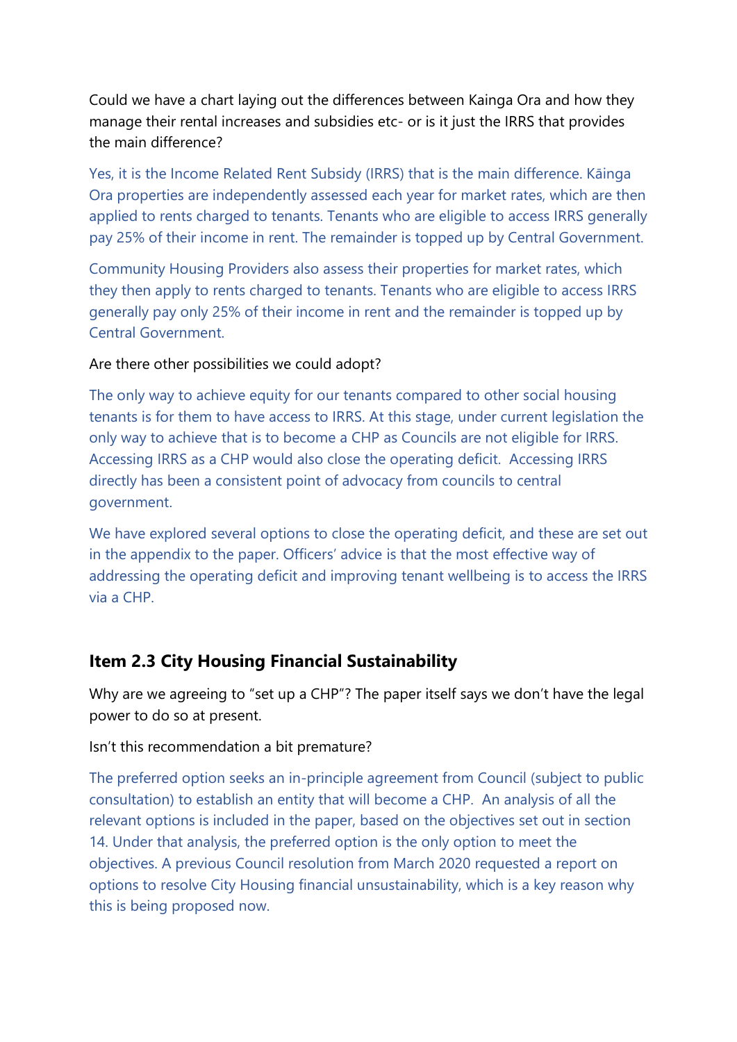Could we have a chart laying out the differences between Kainga Ora and how they manage their rental increases and subsidies etc- or is it just the IRRS that provides the main difference?

Yes, it is the Income Related Rent Subsidy (IRRS) that is the main difference. Kāinga Ora properties are independently assessed each year for market rates, which are then applied to rents charged to tenants. Tenants who are eligible to access IRRS generally pay 25% of their income in rent. The remainder is topped up by Central Government.

Community Housing Providers also assess their properties for market rates, which they then apply to rents charged to tenants. Tenants who are eligible to access IRRS generally pay only 25% of their income in rent and the remainder is topped up by Central Government.

Are there other possibilities we could adopt?

The only way to achieve equity for our tenants compared to other social housing tenants is for them to have access to IRRS. At this stage, under current legislation the only way to achieve that is to become a CHP as Councils are not eligible for IRRS. Accessing IRRS as a CHP would also close the operating deficit. Accessing IRRS directly has been a consistent point of advocacy from councils to central government.

We have explored several options to close the operating deficit, and these are set out in the appendix to the paper. Officers' advice is that the most effective way of addressing the operating deficit and improving tenant wellbeing is to access the IRRS via a CHP.

## Item 2.3 City Housing Financial Sustainability

Why are we agreeing to "set up a CHP"? The paper itself says we don't have the legal power to do so at present.

Isn't this recommendation a bit premature?

The preferred option seeks an in-principle agreement from Council (subject to public consultation) to establish an entity that will become a CHP. An analysis of all the relevant options is included in the paper, based on the objectives set out in section 14. Under that analysis, the preferred option is the only option to meet the objectives. A previous Council resolution from March 2020 requested a report on options to resolve City Housing financial unsustainability, which is a key reason why this is being proposed now.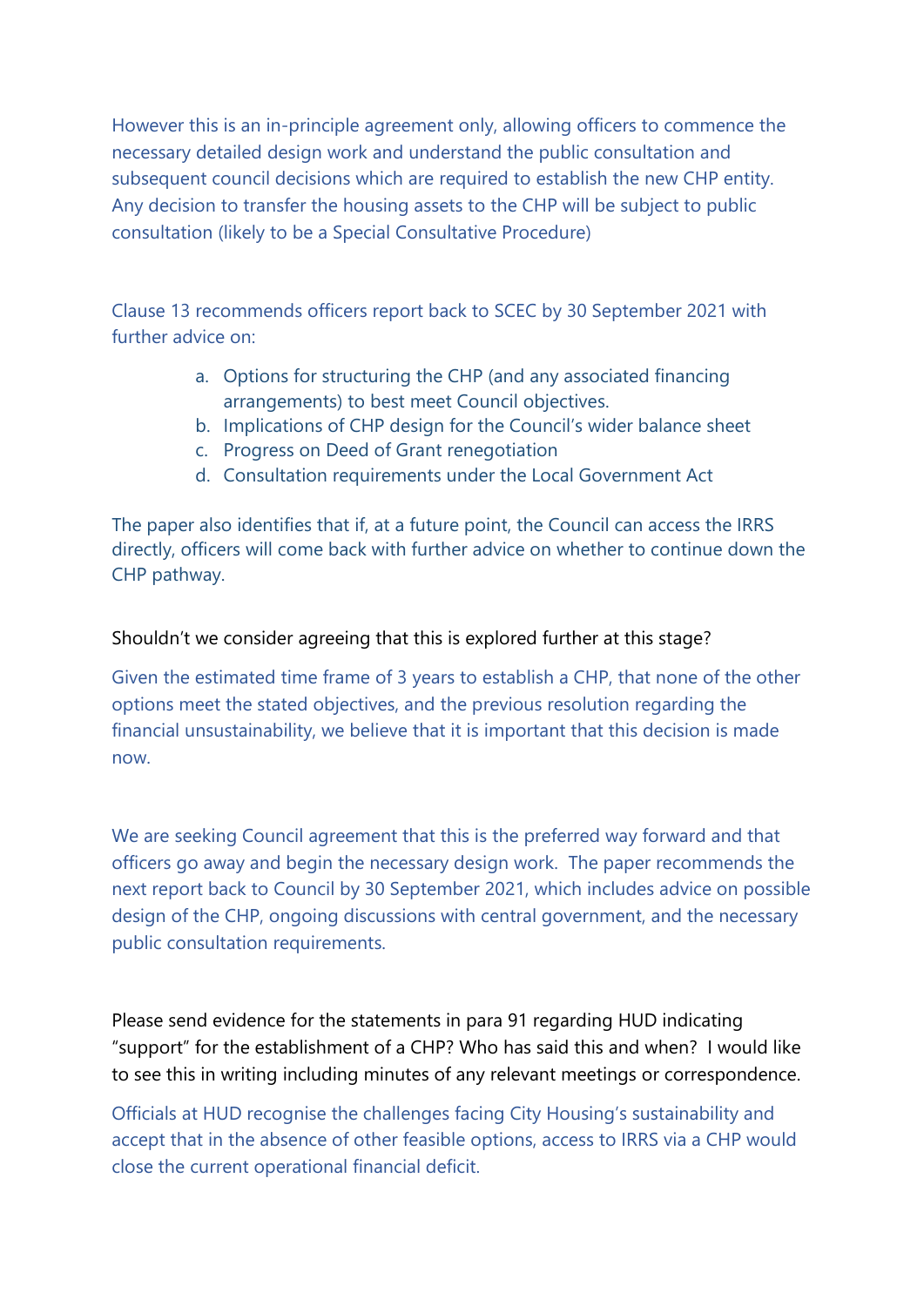However this is an in-principle agreement only, allowing officers to commence the necessary detailed design work and understand the public consultation and subsequent council decisions which are required to establish the new CHP entity. Any decision to transfer the housing assets to the CHP will be subject to public consultation (likely to be a Special Consultative Procedure)

Clause 13 recommends officers report back to SCEC by 30 September 2021 with further advice on:

a. Options for structuring the CHP (and any associated financing arrangements) to best meet Council objectives.
b. Implications of CHP design for the Council's wider balance sheet
c. Progress on Deed of Grant renegotiation
d. Consultation requirements under the Local Government Act

The paper also identifies that if, at a future point, the Council can access the IRRS directly, officers will come back with further advice on whether to continue down the CHP pathway.

Shouldn't we consider agreeing that this is explored further at this stage?

Given the estimated time frame of 3 years to establish a CHP, that none of the other options meet the stated objectives, and the previous resolution regarding the financial unsustainability, we believe that it is important that this decision is made now.

We are seeking Council agreement that this is the preferred way forward and that officers go away and begin the necessary design work. The paper recommends the next report back to Council by 30 September 2021, which includes advice on possible design of the CHP, ongoing discussions with central government, and the necessary public consultation requirements.

Please send evidence for the statements in para 91 regarding HUD indicating "support" for the establishment of a CHP? Who has said this and when? I would like to see this in writing including minutes of any relevant meetings or correspondence.

Officials at HUD recognise the challenges facing City Housing's sustainability and accept that in the absence of other feasible options, access to IRRS via a CHP would close the current operational financial deficit.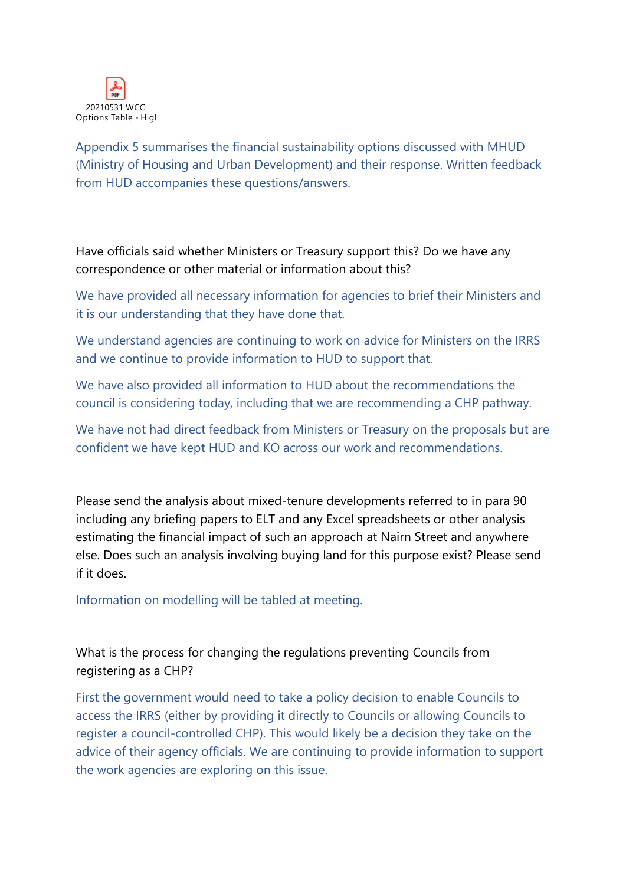20210531 WCC Options Table - Higl

Appendix 5 summarises the financial sustainability options discussed with MHUD (Ministry of Housing and Urban Development) and their response. Written feedback from HUD accompanies these questions/answers.

Have officials said whether Ministers or Treasury support this? Do we have any correspondence or other material or information about this?

We have provided all necessary information for agencies to brief their Ministers and it is our understanding that they have done that.

We understand agencies are continuing to work on advice for Ministers on the IRRS and we continue to provide information to HUD to support that.

We have also provided all information to HUD about the recommendations the council is considering today, including that we are recommending a CHP pathway.

We have not had direct feedback from Ministers or Treasury on the proposals but are confident we have kept HUD and KO across our work and recommendations.

Please send the analysis about mixed-tenure developments referred to in para 90 including any briefing papers to ELT and any Excel spreadsheets or other analysis estimating the financial impact of such an approach at Nairn Street and anywhere else. Does such an analysis involving buying land for this purpose exist? Please send if it does.

Information on modelling will be tabled at meeting.

What is the process for changing the regulations preventing Councils from registering as a CHP?

First the government would need to take a policy decision to enable Councils to access the IRRS (either by providing it directly to Councils or allowing Councils to register a council-controlled CHP). This would likely be a decision they take on the advice of their agency officials. We are continuing to provide information to support the work agencies are exploring on this issue.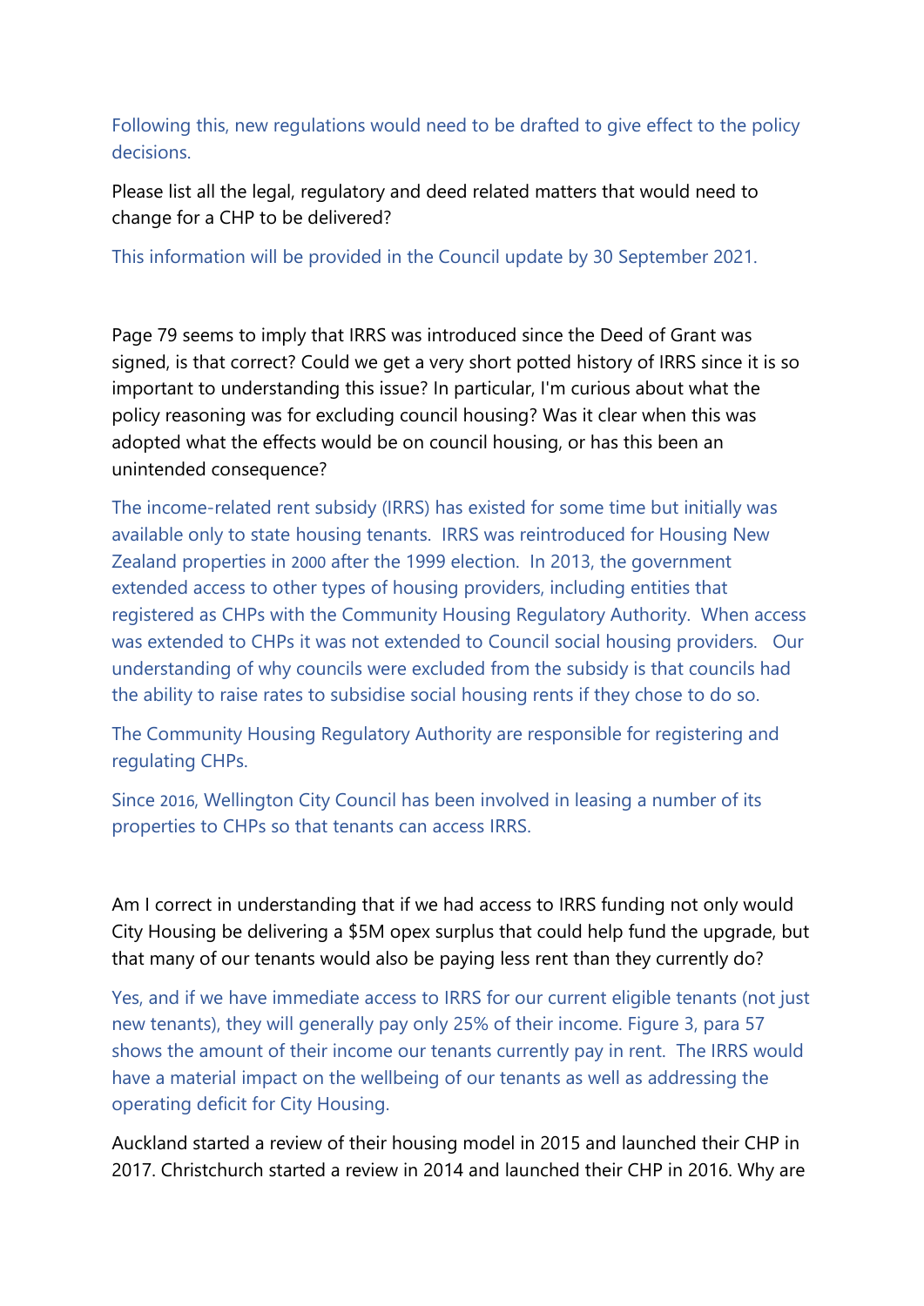Following this, new regulations would need to be drafted to give effect to the policy decisions.

Please list all the legal, regulatory and deed related matters that would need to change for a CHP to be delivered?

This information will be provided in the Council update by 30 September 2021.

Page 79 seems to imply that IRRS was introduced since the Deed of Grant was signed, is that correct? Could we get a very short potted history of IRRS since it is so important to understanding this issue? In particular, I'm curious about what the policy reasoning was for excluding council housing? Was it clear when this was adopted what the effects would be on council housing, or has this been an unintended consequence?

The income-related rent subsidy (IRRS) has existed for some time but initially was available only to state housing tenants. IRRS was reintroduced for Housing New Zealand properties in 2000 after the 1999 election. In 2013, the government extended access to other types of housing providers, including entities that registered as CHPs with the Community Housing Regulatory Authority. When access was extended to CHPs it was not extended to Council social housing providers. Our understanding of why councils were excluded from the subsidy is that councils had the ability to raise rates to subsidise social housing rents if they chose to do so.

The Community Housing Regulatory Authority are responsible for registering and regulating CHPs.

Since 2016, Wellington City Council has been involved in leasing a number of its properties to CHPs so that tenants can access IRRS.

Am I correct in understanding that if we had access to IRRS funding not only would City Housing be delivering a $5M opex surplus that could help fund the upgrade, but that many of our tenants would also be paying less rent than they currently do?

Yes, and if we have immediate access to IRRS for our current eligible tenants (not just new tenants), they will generally pay only 25% of their income. Figure 3, para 57 shows the amount of their income our tenants currently pay in rent. The IRRS would have a material impact on the wellbeing of our tenants as well as addressing the operating deficit for City Housing.

Auckland started a review of their housing model in 2015 and launched their CHP in 2017. Christchurch started a review in 2014 and launched their CHP in 2016. Why are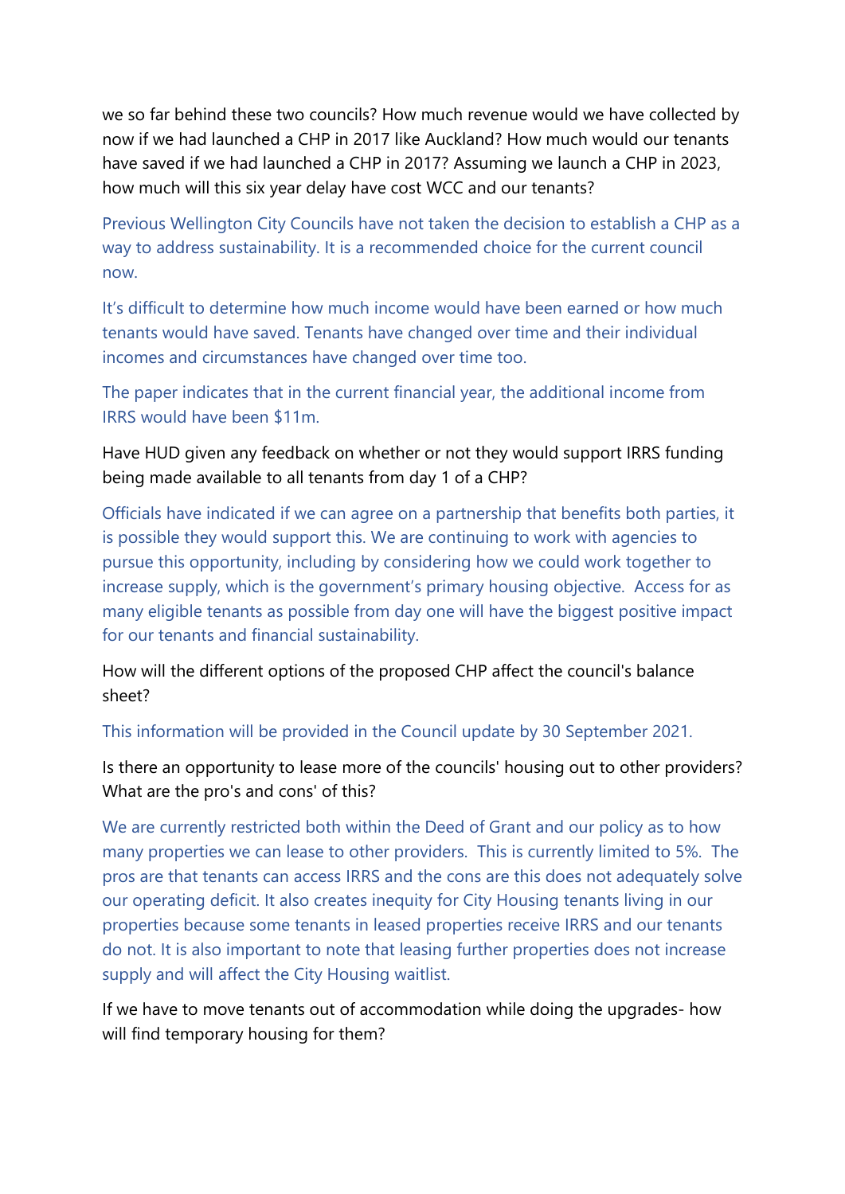we so far behind these two councils? How much revenue would we have collected by now if we had launched a CHP in 2017 like Auckland? How much would our tenants have saved if we had launched a CHP in 2017? Assuming we launch a CHP in 2023, how much will this six year delay have cost WCC and our tenants?

Previous Wellington City Councils have not taken the decision to establish a CHP as a way to address sustainability. It is a recommended choice for the current council now.

It's difficult to determine how much income would have been earned or how much tenants would have saved. Tenants have changed over time and their individual incomes and circumstances have changed over time too.

The paper indicates that in the current financial year, the additional income from IRRS would have been $11m.

Have HUD given any feedback on whether or not they would support IRRS funding being made available to all tenants from day 1 of a CHP?

Officials have indicated if we can agree on a partnership that benefits both parties, it is possible they would support this. We are continuing to work with agencies to pursue this opportunity, including by considering how we could work together to increase supply, which is the government's primary housing objective. Access for as many eligible tenants as possible from day one will have the biggest positive impact for our tenants and financial sustainability.

How will the different options of the proposed CHP affect the council's balance sheet?

This information will be provided in the Council update by 30 September 2021.

Is there an opportunity to lease more of the councils' housing out to other providers? What are the pro's and cons' of this?

We are currently restricted both within the Deed of Grant and our policy as to how many properties we can lease to other providers. This is currently limited to 5%. The pros are that tenants can access IRRS and the cons are this does not adequately solve our operating deficit. It also creates inequity for City Housing tenants living in our properties because some tenants in leased properties receive IRRS and our tenants do not. It is also important to note that leasing further properties does not increase supply and will affect the City Housing waitlist.

If we have to move tenants out of accommodation while doing the upgrades- how will find temporary housing for them?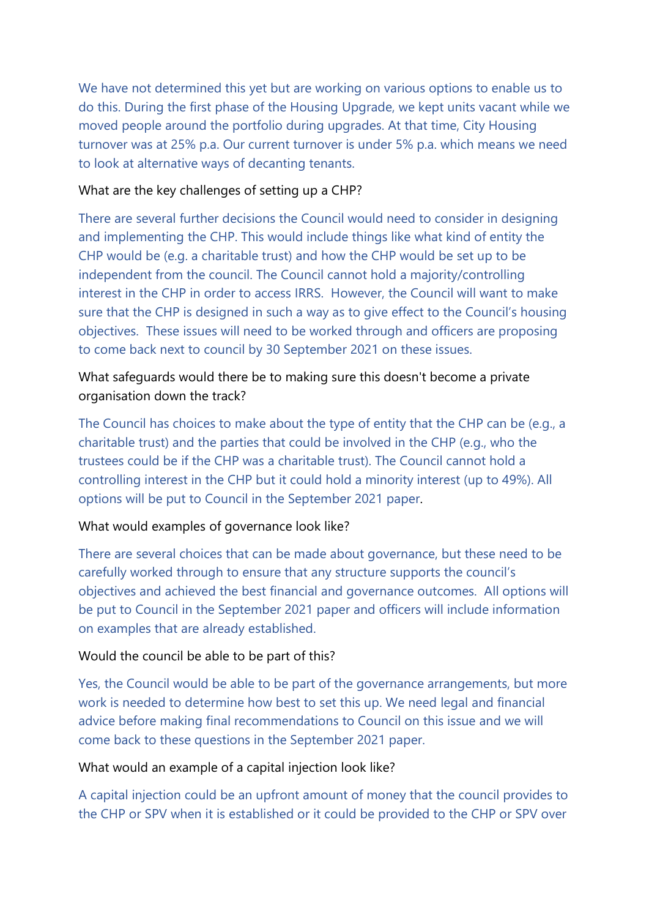We have not determined this yet but are working on various options to enable us to do this. During the first phase of the Housing Upgrade, we kept units vacant while we moved people around the portfolio during upgrades. At that time, City Housing turnover was at 25% p.a. Our current turnover is under 5% p.a. which means we need to look at alternative ways of decanting tenants.

What are the key challenges of setting up a CHP?

There are several further decisions the Council would need to consider in designing and implementing the CHP. This would include things like what kind of entity the CHP would be (e.g. a charitable trust) and how the CHP would be set up to be independent from the council. The Council cannot hold a majority/controlling interest in the CHP in order to access IRRS. However, the Council will want to make sure that the CHP is designed in such a way as to give effect to the Council's housing objectives. These issues will need to be worked through and officers are proposing to come back next to council by 30 September 2021 on these issues.

What safeguards would there be to making sure this doesn't become a private organisation down the track?

The Council has choices to make about the type of entity that the CHP can be (e.g., a charitable trust) and the parties that could be involved in the CHP (e.g., who the trustees could be if the CHP was a charitable trust). The Council cannot hold a controlling interest in the CHP but it could hold a minority interest (up to 49%). All options will be put to Council in the September 2021 paper.

What would examples of governance look like?

There are several choices that can be made about governance, but these need to be carefully worked through to ensure that any structure supports the council's objectives and achieved the best financial and governance outcomes. All options will be put to Council in the September 2021 paper and officers will include information on examples that are already established.

Would the council be able to be part of this?

Yes, the Council would be able to be part of the governance arrangements, but more work is needed to determine how best to set this up. We need legal and financial advice before making final recommendations to Council on this issue and we will come back to these questions in the September 2021 paper.

What would an example of a capital injection look like?

A capital injection could be an upfront amount of money that the council provides to the CHP or SPV when it is established or it could be provided to the CHP or SPV over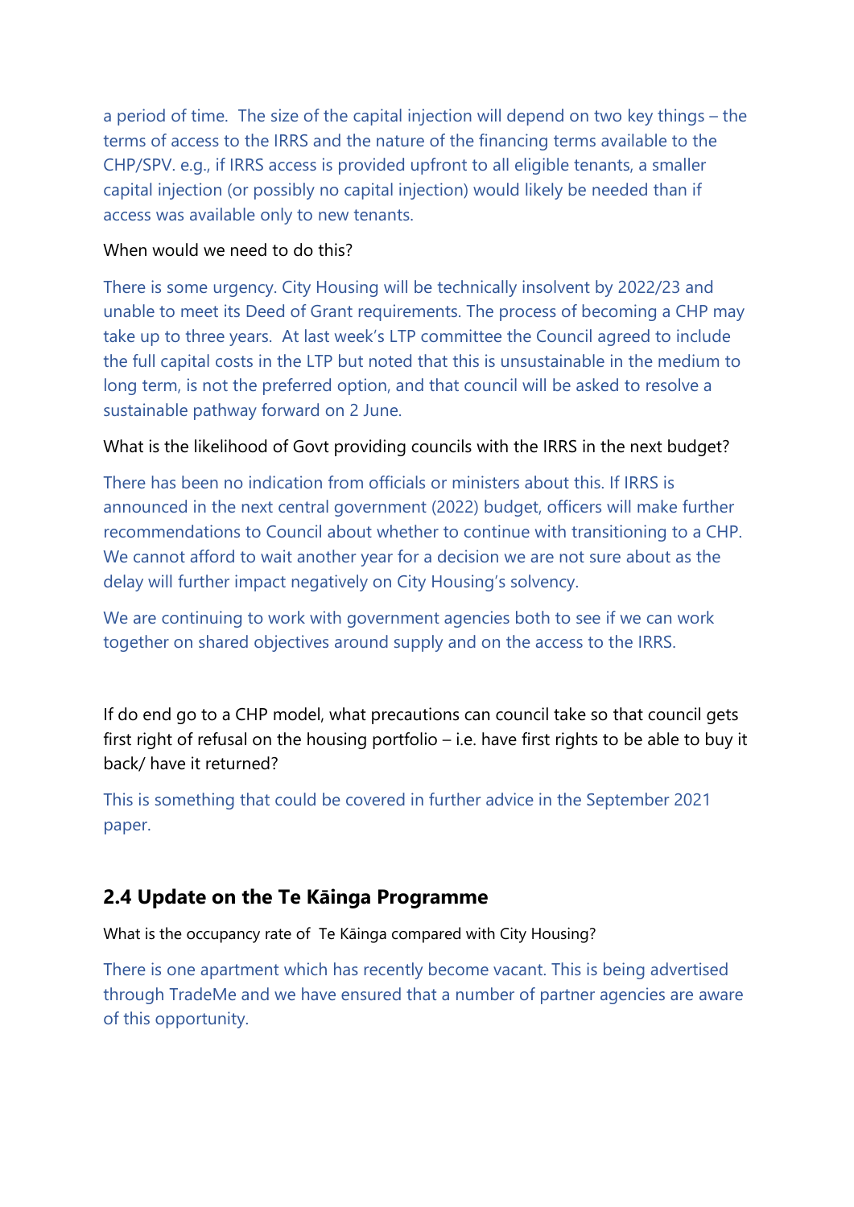a period of time. The size of the capital injection will depend on two key things – the terms of access to the IRRS and the nature of the financing terms available to the CHP/SPV. e.g., if IRRS access is provided upfront to all eligible tenants, a smaller capital injection (or possibly no capital injection) would likely be needed than if access was available only to new tenants.

When would we need to do this?

There is some urgency. City Housing will be technically insolvent by 2022/23 and unable to meet its Deed of Grant requirements. The process of becoming a CHP may take up to three years. At last week's LTP committee the Council agreed to include the full capital costs in the LTP but noted that this is unsustainable in the medium to long term, is not the preferred option, and that council will be asked to resolve a sustainable pathway forward on 2 June.

What is the likelihood of Govt providing councils with the IRRS in the next budget?

There has been no indication from officials or ministers about this. If IRRS is announced in the next central government (2022) budget, officers will make further recommendations to Council about whether to continue with transitioning to a CHP. We cannot afford to wait another year for a decision we are not sure about as the delay will further impact negatively on City Housing's solvency.

We are continuing to work with government agencies both to see if we can work together on shared objectives around supply and on the access to the IRRS.

If do end go to a CHP model, what precautions can council take so that council gets first right of refusal on the housing portfolio – i.e. have first rights to be able to buy it back/ have it returned?

This is something that could be covered in further advice in the September 2021 paper.

## 2.4 Update on the Te Kāinga Programme

What is the occupancy rate of Te Kāinga compared with City Housing?

There is one apartment which has recently become vacant. This is being advertised through TradeMe and we have ensured that a number of partner agencies are aware of this opportunity.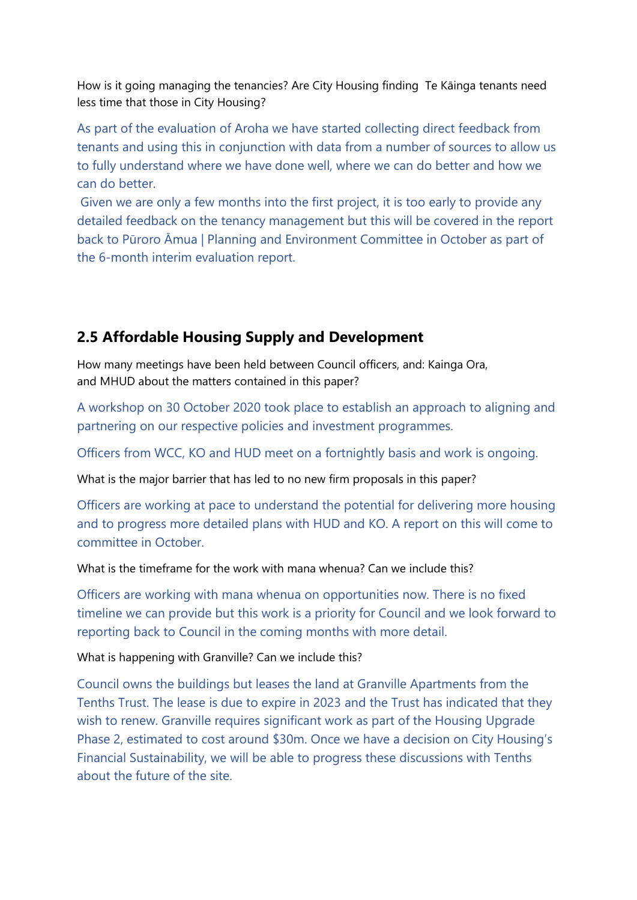How is it going managing the tenancies? Are City Housing finding  Te Kāinga tenants need less time that those in City Housing?

As part of the evaluation of Aroha we have started collecting direct feedback from tenants and using this in conjunction with data from a number of sources to allow us to fully understand where we have done well, where we can do better and how we can do better.

Given we are only a few months into the first project, it is too early to provide any detailed feedback on the tenancy management but this will be covered in the report back to Pūroro Āmua | Planning and Environment Committee in October as part of the 6-month interim evaluation report.

## 2.5 Affordable Housing Supply and Development

How many meetings have been held between Council officers, and: Kainga Ora, and MHUD about the matters contained in this paper?

A workshop on 30 October 2020 took place to establish an approach to aligning and partnering on our respective policies and investment programmes.

Officers from WCC, KO and HUD meet on a fortnightly basis and work is ongoing.

What is the major barrier that has led to no new firm proposals in this paper?

Officers are working at pace to understand the potential for delivering more housing and to progress more detailed plans with HUD and KO. A report on this will come to committee in October.

What is the timeframe for the work with mana whenua? Can we include this?

Officers are working with mana whenua on opportunities now. There is no fixed timeline we can provide but this work is a priority for Council and we look forward to reporting back to Council in the coming months with more detail.

What is happening with Granville? Can we include this?

Council owns the buildings but leases the land at Granville Apartments from the Tenths Trust. The lease is due to expire in 2023 and the Trust has indicated that they wish to renew. Granville requires significant work as part of the Housing Upgrade Phase 2, estimated to cost around $30m. Once we have a decision on City Housing's Financial Sustainability, we will be able to progress these discussions with Tenths about the future of the site.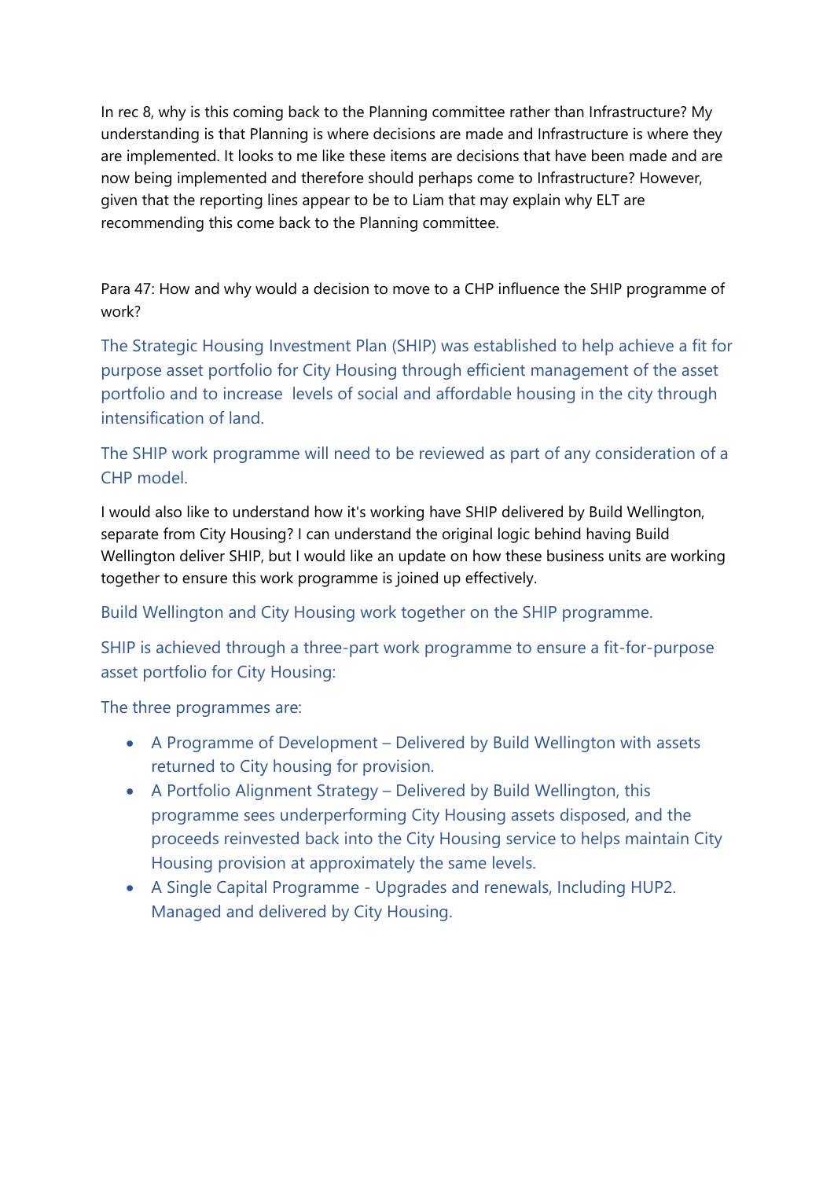In rec 8, why is this coming back to the Planning committee rather than Infrastructure? My understanding is that Planning is where decisions are made and Infrastructure is where they are implemented. It looks to me like these items are decisions that have been made and are now being implemented and therefore should perhaps come to Infrastructure? However, given that the reporting lines appear to be to Liam that may explain why ELT are recommending this come back to the Planning committee.

Para 47: How and why would a decision to move to a CHP influence the SHIP programme of work?

The Strategic Housing Investment Plan (SHIP) was established to help achieve a fit for purpose asset portfolio for City Housing through efficient management of the asset portfolio and to increase levels of social and affordable housing in the city through intensification of land.

The SHIP work programme will need to be reviewed as part of any consideration of a CHP model.

I would also like to understand how it's working have SHIP delivered by Build Wellington, separate from City Housing? I can understand the original logic behind having Build Wellington deliver SHIP, but I would like an update on how these business units are working together to ensure this work programme is joined up effectively.

Build Wellington and City Housing work together on the SHIP programme.

SHIP is achieved through a three-part work programme to ensure a fit-for-purpose asset portfolio for City Housing:

The three programmes are:

- A Programme of Development – Delivered by Build Wellington with assets returned to City housing for provision.
- A Portfolio Alignment Strategy – Delivered by Build Wellington, this programme sees underperforming City Housing assets disposed, and the proceeds reinvested back into the City Housing service to helps maintain City Housing provision at approximately the same levels.
- A Single Capital Programme - Upgrades and renewals, Including HUP2. Managed and delivered by City Housing.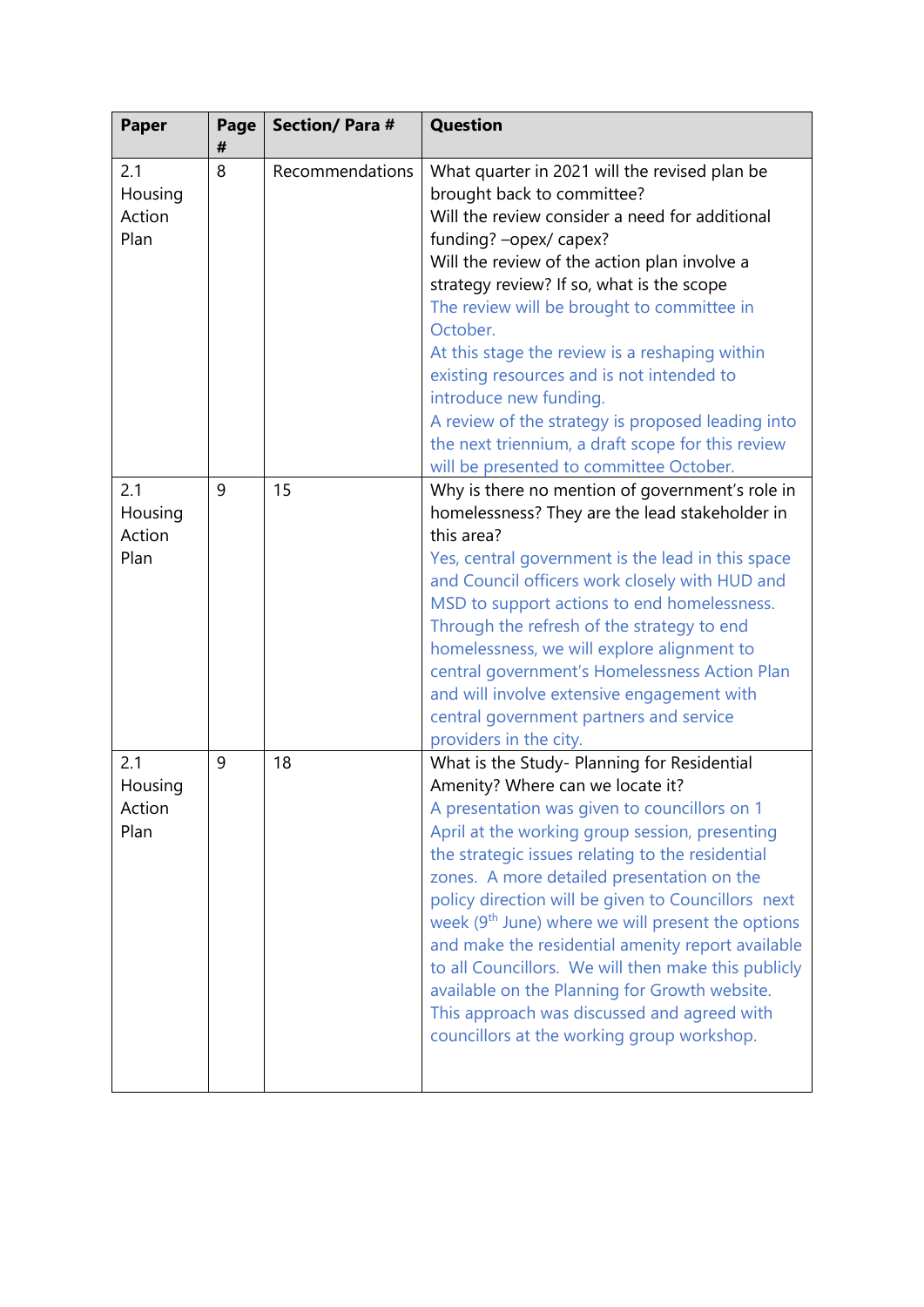| Paper | Page # | Section/ Para # | Question |
|---|---|---|---|
| 2.1 Housing Action Plan | 8 | Recommendations | What quarter in 2021 will the revised plan be brought back to committee?<br>Will the review consider a need for additional funding? –opex/ capex?<br>Will the review of the action plan involve a strategy review? If so, what is the scope<br>The review will be brought to committee in October.<br>At this stage the review is a reshaping within existing resources and is not intended to introduce new funding.<br>A review of the strategy is proposed leading into the next triennium, a draft scope for this review will be presented to committee October. |
| 2.1 Housing Action Plan | 9 | 15 | Why is there no mention of government's role in homelessness? They are the lead stakeholder in this area?<br>Yes, central government is the lead in this space and Council officers work closely with HUD and MSD to support actions to end homelessness. Through the refresh of the strategy to end homelessness, we will explore alignment to central government's Homelessness Action Plan and will involve extensive engagement with central government partners and service providers in the city. |
| 2.1 Housing Action Plan | 9 | 18 | What is the Study- Planning for Residential Amenity? Where can we locate it?<br>A presentation was given to councillors on 1 April at the working group session, presenting the strategic issues relating to the residential zones. A more detailed presentation on the policy direction will be given to Councillors next week (9th June) where we will present the options and make the residential amenity report available to all Councillors. We will then make this publicly available on the Planning for Growth website. This approach was discussed and agreed with councillors at the working group workshop. |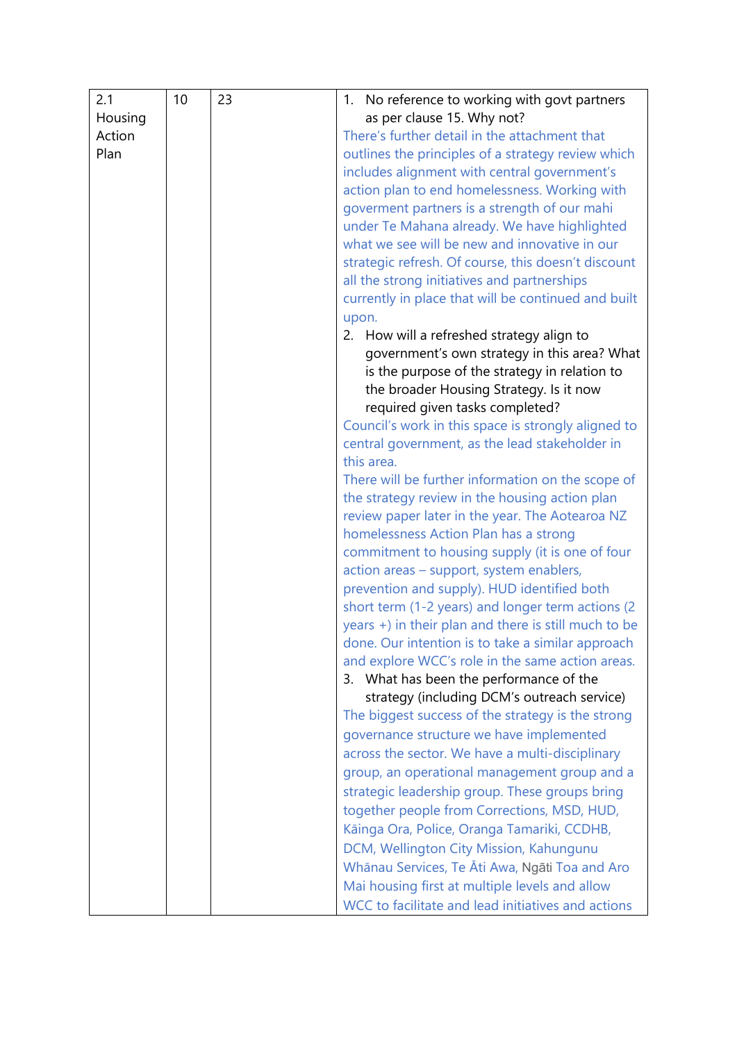| 2.1 Housing Action Plan | 10 | 23 | 1. No reference to working with govt partners as per clause 15. Why not?<br>There's further detail in the attachment that outlines the principles of a strategy review which includes alignment with central government's action plan to end homelessness. Working with goverment partners is a strength of our mahi under Te Mahana already. We have highlighted what we see will be new and innovative in our strategic refresh. Of course, this doesn't discount all the strong initiatives and partnerships currently in place that will be continued and built upon.<br>2. How will a refreshed strategy align to government's own strategy in this area? What is the purpose of the strategy in relation to the broader Housing Strategy. Is it now required given tasks completed?<br>Council's work in this space is strongly aligned to central government, as the lead stakeholder in this area.<br>There will be further information on the scope of the strategy review in the housing action plan review paper later in the year. The Aotearoa NZ homelessness Action Plan has a strong commitment to housing supply (it is one of four action areas – support, system enablers, prevention and supply). HUD identified both short term (1-2 years) and longer term actions (2 years +) in their plan and there is still much to be done. Our intention is to take a similar approach and explore WCC's role in the same action areas.<br>3. What has been the performance of the strategy (including DCM's outreach service)<br>The biggest success of the strategy is the strong governance structure we have implemented across the sector. We have a multi-disciplinary group, an operational management group and a strategic leadership group. These groups bring together people from Corrections, MSD, HUD, Kāinga Ora, Police, Oranga Tamariki, CCDHB, DCM, Wellington City Mission, Kahungunu Whānau Services, Te Āti Awa, Ngāti Toa and Aro Mai housing first at multiple levels and allow WCC to facilitate and lead initiatives and actions |
|---|---|---|---|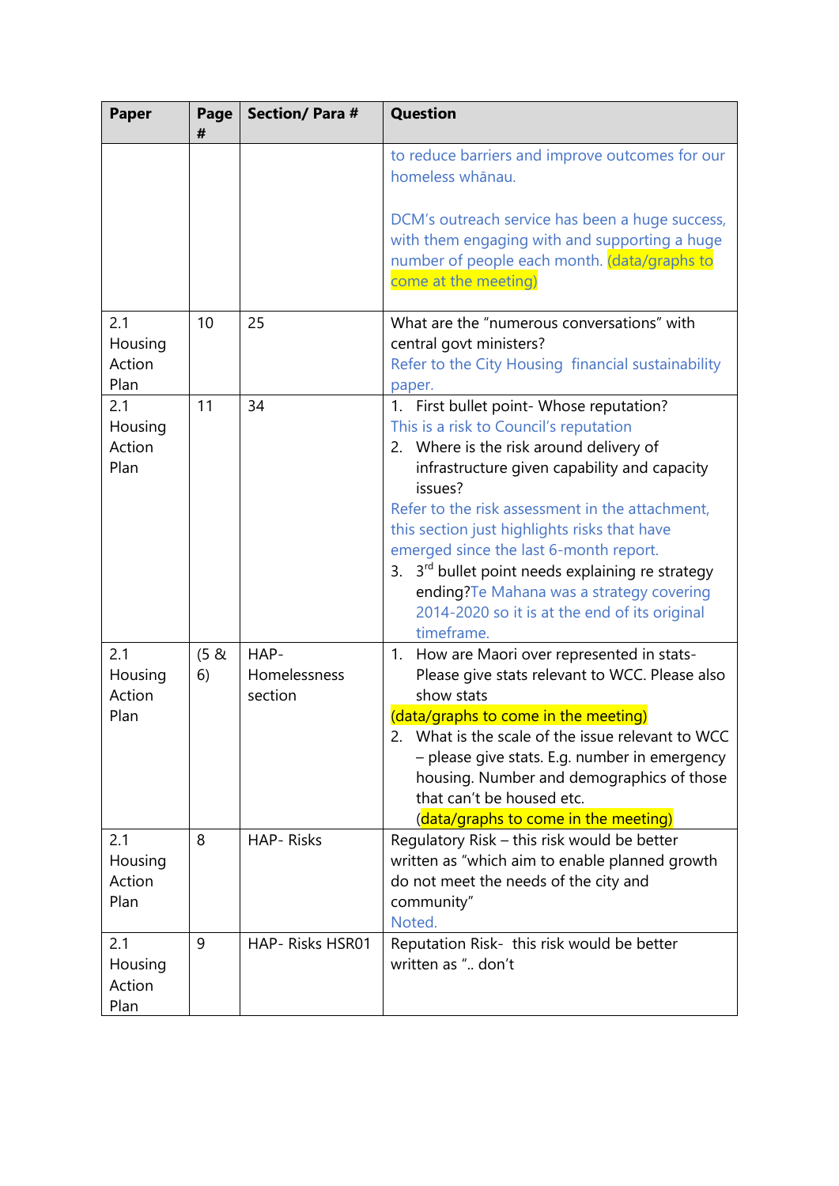| Paper | Page # | Section/ Para # | Question |
|---|---|---|---|
| | | | to reduce barriers and improve outcomes for our homeless whānau.<br><br>DCM's outreach service has been a huge success, with them engaging with and supporting a huge number of people each month. (data/graphs to come at the meeting) |
| 2.1 Housing Action Plan | 10 | 25 | What are the "numerous conversations" with central govt ministers?<br>Refer to the City Housing financial sustainability paper. |
| 2.1 Housing Action Plan | 11 | 34 | 1. First bullet point- Whose reputation?<br>This is a risk to Council's reputation<br>2. Where is the risk around delivery of infrastructure given capability and capacity issues?<br>Refer to the risk assessment in the attachment, this section just highlights risks that have emerged since the last 6-month report.<br>3. 3rd bullet point needs explaining re strategy ending? Te Mahana was a strategy covering 2014-2020 so it is at the end of its original timeframe. |
| 2.1 Housing Action Plan | (5 & 6) | HAP- Homelessness section | 1. How are Maori over represented in stats- Please give stats relevant to WCC. Please also show stats<br>(data/graphs to come in the meeting)<br>2. What is the scale of the issue relevant to WCC – please give stats. E.g. number in emergency housing. Number and demographics of those that can't be housed etc.<br>(data/graphs to come in the meeting) |
| 2.1 Housing Action Plan | 8 | HAP- Risks | Regulatory Risk – this risk would be better written as "which aim to enable planned growth do not meet the needs of the city and community"<br>Noted. |
| 2.1 Housing Action Plan | 9 | HAP- Risks HSR01 | Reputation Risk- this risk would be better written as ".. don't |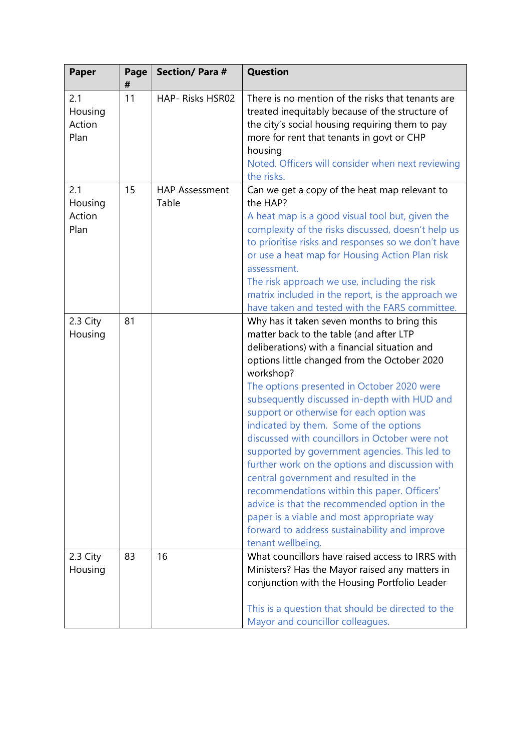| Paper | Page # | Section/ Para # | Question |
|---|---|---|---|
| 2.1 Housing Action Plan | 11 | HAP- Risks HSR02 | There is no mention of the risks that tenants are treated inequitably because of the structure of the city's social housing requiring them to pay more for rent that tenants in govt or CHP housing<br>Noted. Officers will consider when next reviewing the risks. |
| 2.1 Housing Action Plan | 15 | HAP Assessment Table | Can we get a copy of the heat map relevant to the HAP?<br>A heat map is a good visual tool but, given the complexity of the risks discussed, doesn't help us to prioritise risks and responses so we don't have or use a heat map for Housing Action Plan risk assessment.<br>The risk approach we use, including the risk matrix included in the report, is the approach we have taken and tested with the FARS committee. |
| 2.3 City Housing | 81 | | Why has it taken seven months to bring this matter back to the table (and after LTP deliberations) with a financial situation and options little changed from the October 2020 workshop?<br>The options presented in October 2020 were subsequently discussed in-depth with HUD and support or otherwise for each option was indicated by them. Some of the options discussed with councillors in October were not supported by government agencies. This led to further work on the options and discussion with central government and resulted in the recommendations within this paper. Officers' advice is that the recommended option in the paper is a viable and most appropriate way forward to address sustainability and improve tenant wellbeing. |
| 2.3 City Housing | 83 | 16 | What councillors have raised access to IRRS with Ministers? Has the Mayor raised any matters in conjunction with the Housing Portfolio Leader<br><br>This is a question that should be directed to the Mayor and councillor colleagues. |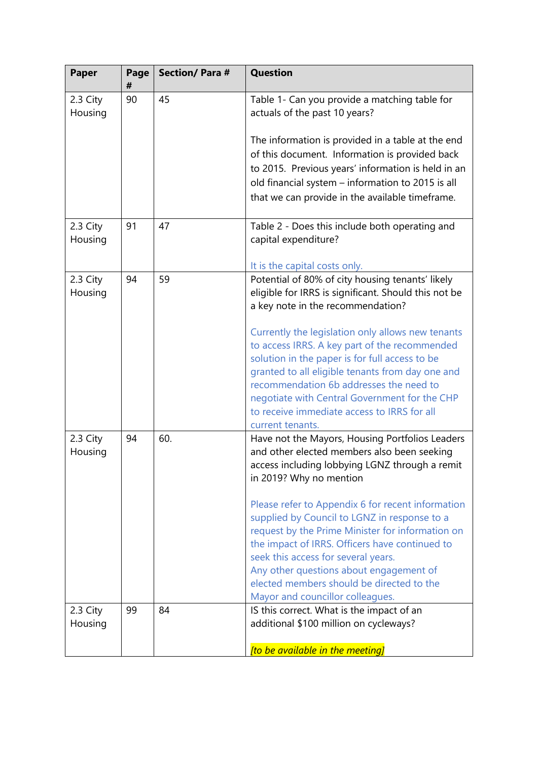| Paper | Page # | Section/ Para # | Question |
|---|---|---|---|
| 2.3 City Housing | 90 | 45 | Table 1- Can you provide a matching table for actuals of the past 10 years?<br><br>The information is provided in a table at the end of this document. Information is provided back to 2015. Previous years' information is held in an old financial system – information to 2015 is all that we can provide in the available timeframe. |
| 2.3 City Housing | 91 | 47 | Table 2 - Does this include both operating and capital expenditure?<br><br>It is the capital costs only. |
| 2.3 City Housing | 94 | 59 | Potential of 80% of city housing tenants' likely eligible for IRRS is significant. Should this not be a key note in the recommendation?<br><br>Currently the legislation only allows new tenants to access IRRS. A key part of the recommended solution in the paper is for full access to be granted to all eligible tenants from day one and recommendation 6b addresses the need to negotiate with Central Government for the CHP to receive immediate access to IRRS for all current tenants. |
| 2.3 City Housing | 94 | 60. | Have not the Mayors, Housing Portfolios Leaders and other elected members also been seeking access including lobbying LGNZ through a remit in 2019? Why no mention<br><br>Please refer to Appendix 6 for recent information supplied by Council to LGNZ in response to a request by the Prime Minister for information on the impact of IRRS. Officers have continued to seek this access for several years.<br>Any other questions about engagement of elected members should be directed to the Mayor and councillor colleagues. |
| 2.3 City Housing | 99 | 84 | IS this correct. What is the impact of an additional $100 million on cycleways?<br><br>*[to be available in the meeting]* |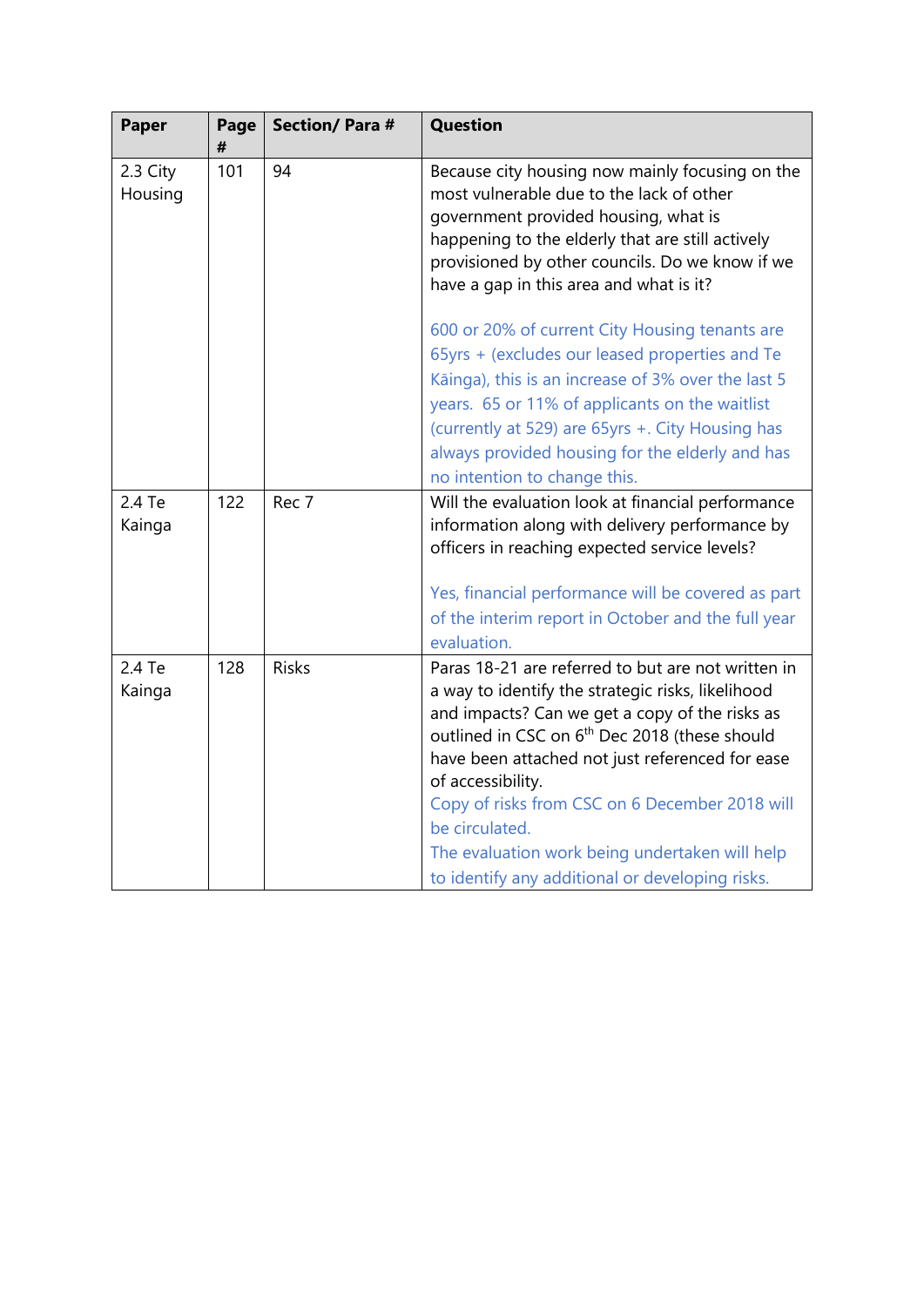| Paper | Page # | Section/ Para # | Question |
|---|---|---|---|
| 2.3 City Housing | 101 | 94 | Because city housing now mainly focusing on the most vulnerable due to the lack of other government provided housing, what is happening to the elderly that are still actively provisioned by other councils. Do we know if we have a gap in this area and what is it?<br><br>600 or 20% of current City Housing tenants are 65yrs + (excludes our leased properties and Te Kāinga), this is an increase of 3% over the last 5 years. 65 or 11% of applicants on the waitlist (currently at 529) are 65yrs +. City Housing has always provided housing for the elderly and has no intention to change this. |
| 2.4 Te Kainga | 122 | Rec 7 | Will the evaluation look at financial performance information along with delivery performance by officers in reaching expected service levels?<br><br>Yes, financial performance will be covered as part of the interim report in October and the full year evaluation. |
| 2.4 Te Kainga | 128 | Risks | Paras 18-21 are referred to but are not written in a way to identify the strategic risks, likelihood and impacts? Can we get a copy of the risks as outlined in CSC on 6th Dec 2018 (these should have been attached not just referenced for ease of accessibility.<br>Copy of risks from CSC on 6 December 2018 will be circulated.<br>The evaluation work being undertaken will help to identify any additional or developing risks. |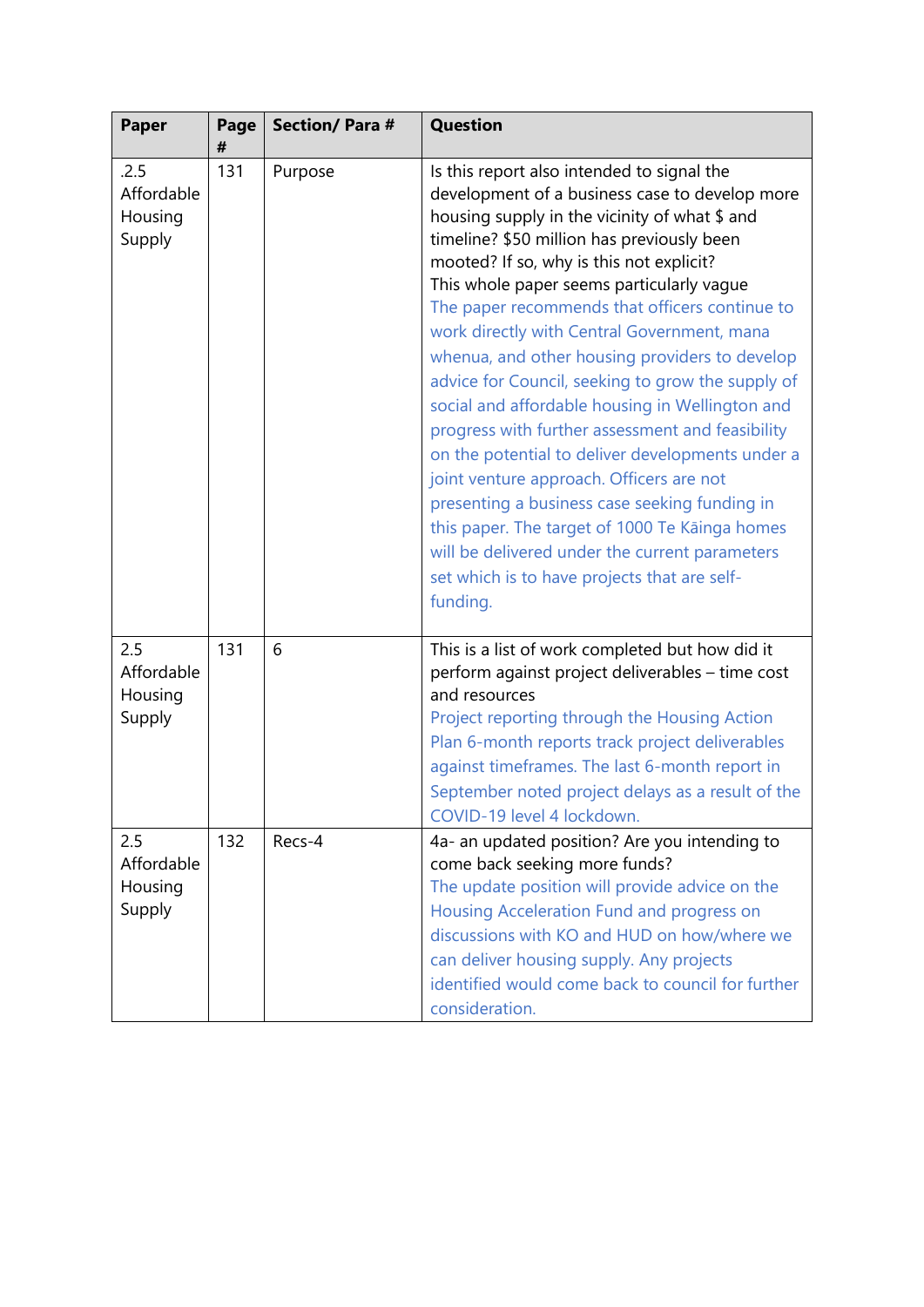| Paper | Page # | Section/ Para # | Question |
|---|---|---|---|
| .2.5 Affordable Housing Supply | 131 | Purpose | Is this report also intended to signal the development of a business case to develop more housing supply in the vicinity of what $ and timeline? $50 million has previously been mooted? If so, why is this not explicit?<br>This whole paper seems particularly vague<br>The paper recommends that officers continue to work directly with Central Government, mana whenua, and other housing providers to develop advice for Council, seeking to grow the supply of social and affordable housing in Wellington and progress with further assessment and feasibility on the potential to deliver developments under a joint venture approach. Officers are not presenting a business case seeking funding in this paper. The target of 1000 Te Kāinga homes will be delivered under the current parameters set which is to have projects that are self-funding. |
| 2.5 Affordable Housing Supply | 131 | 6 | This is a list of work completed but how did it perform against project deliverables – time cost and resources<br>Project reporting through the Housing Action Plan 6-month reports track project deliverables against timeframes. The last 6-month report in September noted project delays as a result of the COVID-19 level 4 lockdown. |
| 2.5 Affordable Housing Supply | 132 | Recs-4 | 4a- an updated position? Are you intending to come back seeking more funds?<br>The update position will provide advice on the Housing Acceleration Fund and progress on discussions with KO and HUD on how/where we can deliver housing supply. Any projects identified would come back to council for further consideration. |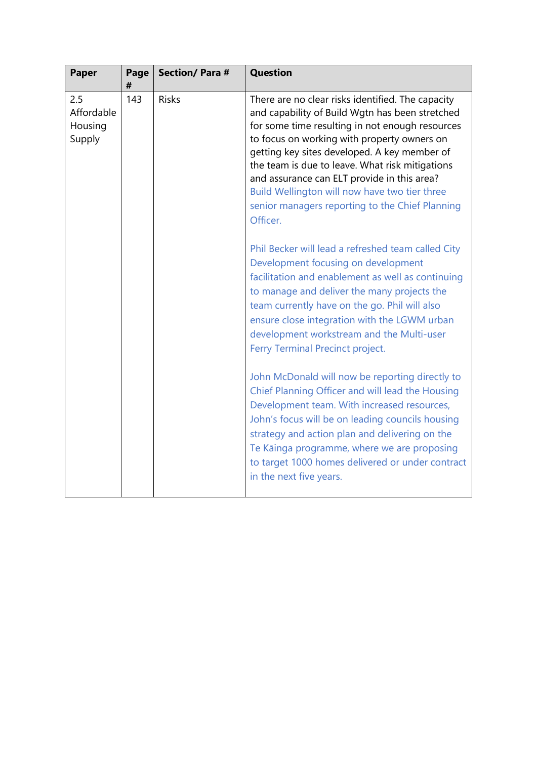| Paper | Page # | Section/ Para # | Question |
|---|---|---|---|
| 2.5 Affordable Housing Supply | 143 | Risks | There are no clear risks identified. The capacity and capability of Build Wgtn has been stretched for some time resulting in not enough resources to focus on working with property owners on getting key sites developed. A key member of the team is due to leave. What risk mitigations and assurance can ELT provide in this area?<br>Build Wellington will now have two tier three senior managers reporting to the Chief Planning Officer.<br><br>Phil Becker will lead a refreshed team called City Development focusing on development facilitation and enablement as well as continuing to manage and deliver the many projects the team currently have on the go. Phil will also ensure close integration with the LGWM urban development workstream and the Multi-user Ferry Terminal Precinct project.<br><br>John McDonald will now be reporting directly to Chief Planning Officer and will lead the Housing Development team. With increased resources, John's focus will be on leading councils housing strategy and action plan and delivering on the Te Kāinga programme, where we are proposing to target 1000 homes delivered or under contract in the next five years. |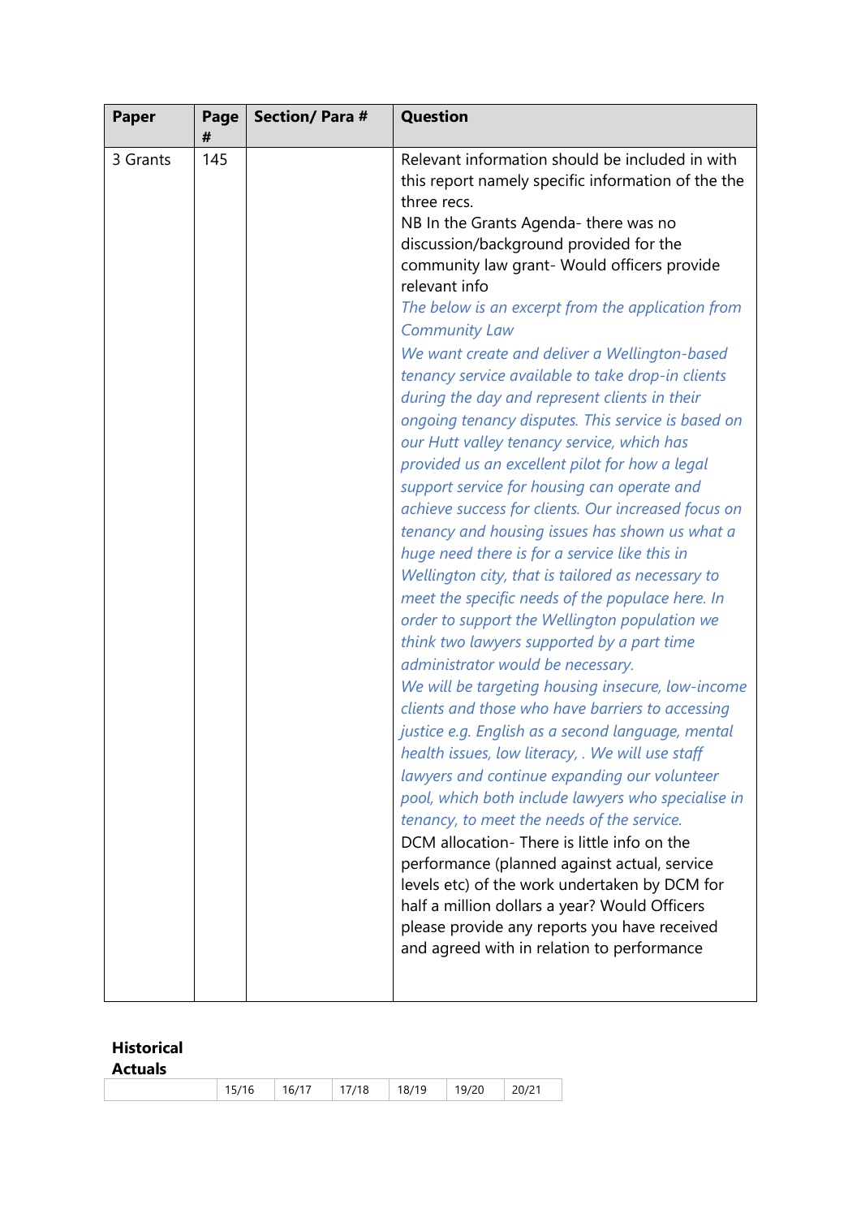| Paper | Page # | Section/ Para # | Question |
| --- | --- | --- | --- |
| 3 Grants | 145 | | Relevant information should be included in with this report namely specific information of the the three recs.<br>NB In the Grants Agenda- there was no discussion/background provided for the community law grant- Would officers provide relevant info<br>*The below is an excerpt from the application from Community Law*<br>*We want create and deliver a Wellington-based tenancy service available to take drop-in clients during the day and represent clients in their ongoing tenancy disputes. This service is based on our Hutt valley tenancy service, which has provided us an excellent pilot for how a legal support service for housing can operate and achieve success for clients. Our increased focus on tenancy and housing issues has shown us what a huge need there is for a service like this in Wellington city, that is tailored as necessary to meet the specific needs of the populace here. In order to support the Wellington population we think two lawyers supported by a part time administrator would be necessary.*<br>*We will be targeting housing insecure, low-income clients and those who have barriers to accessing justice e.g. English as a second language, mental health issues, low literacy, . We will use staff lawyers and continue expanding our volunteer pool, which both include lawyers who specialise in tenancy, to meet the needs of the service.*<br>DCM allocation- There is little info on the performance (planned against actual, service levels etc) of the work undertaken by DCM for half a million dollars a year? Would Officers please provide any reports you have received and agreed with in relation to performance |

**Historical Actuals**

| | 15/16 | 16/17 | 17/18 | 18/19 | 19/20 | 20/21 |
| --- | --- | --- | --- | --- | --- | --- |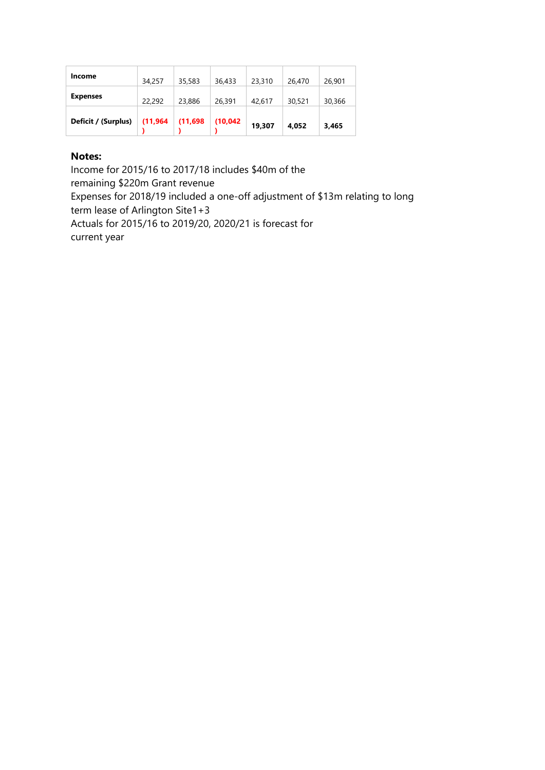| | | | | | | |
|---|---|---|---|---|---|---|
| **Income** | 34,257 | 35,583 | 36,433 | 23,310 | 26,470 | 26,901 |
| **Expenses** | 22,292 | 23,886 | 26,391 | 42,617 | 30,521 | 30,366 |
| **Deficit / (Surplus)** | **(11,964)** | **(11,698)** | **(10,042)** | **19,307** | **4,052** | **3,465** |

**Notes:**

Income for 2015/16 to 2017/18 includes $40m of the remaining $220m Grant revenue

Expenses for 2018/19 included a one-off adjustment of $13m relating to long term lease of Arlington Site1+3

Actuals for 2015/16 to 2019/20, 2020/21 is forecast for current year